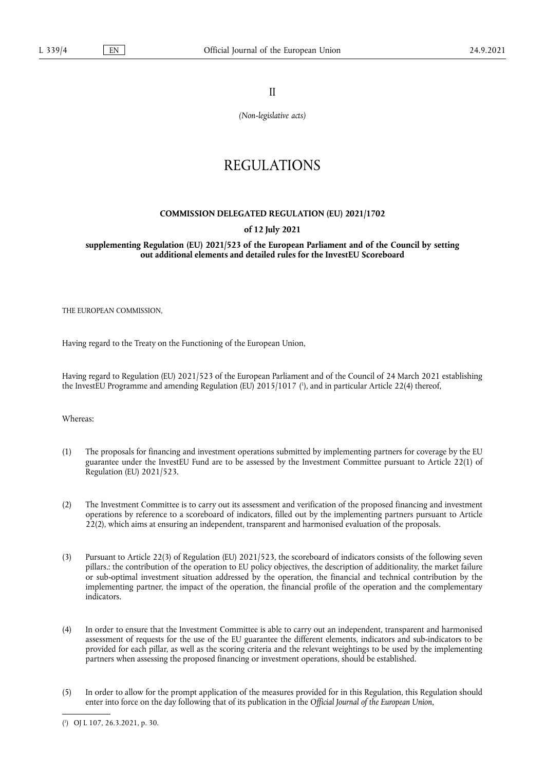II

*(Non-legislative acts)*

# REGULATIONS

## COMMISSION DELEGATED REGULATION (EU) 2021/1702

**of 12 July 2021**

**supplementing Regulation (EU) 2021/523 of the European Parliament and of the Council by setting out additional elements and detailed rules for the InvestEU Scoreboard**

THE EUROPEAN COMMISSION,

Having regard to the Treaty on the Functioning of the European Union,

Having regard to Regulation (EU) 2021/523 of the European Parliament and of the Council of 24 March 2021 establishing the InvestEU Programme and amending Regulation (EU) 2015/1017 [1], and in particular Article 22(4) thereof,

Whereas:

(1) The proposals for financing and investment operations submitted by implementing partners for coverage by the EU guarantee under the InvestEU Fund are to be assessed by the Investment Committee pursuant to Article 22(1) of Regulation (EU) 2021/523.

(2) The Investment Committee is to carry out its assessment and verification of the proposed financing and investment operations by reference to a scoreboard of indicators, filled out by the implementing partners pursuant to Article 22(2), which aims at ensuring an independent, transparent and harmonised evaluation of the proposals.

(3) Pursuant to Article 22(3) of Regulation (EU) 2021/523, the scoreboard of indicators consists of the following seven pillars.: the contribution of the operation to EU policy objectives, the description of additionality, the market failure or sub-optimal investment situation addressed by the operation, the financial and technical contribution by the implementing partner, the impact of the operation, the financial profile of the operation and the complementary indicators.

(4) In order to ensure that the Investment Committee is able to carry out an independent, transparent and harmonised assessment of requests for the use of the EU guarantee the different elements, indicators and sub-indicators to be provided for each pillar, as well as the scoring criteria and the relevant weightings to be used by the implementing partners when assessing the proposed financing or investment operations, should be established.

(5) In order to allow for the prompt application of the measures provided for in this Regulation, this Regulation should enter into force on the day following that of its publication in the *Official Journal of the European Union*,

[1] OJ L 107, 26.3.2021, p. 30.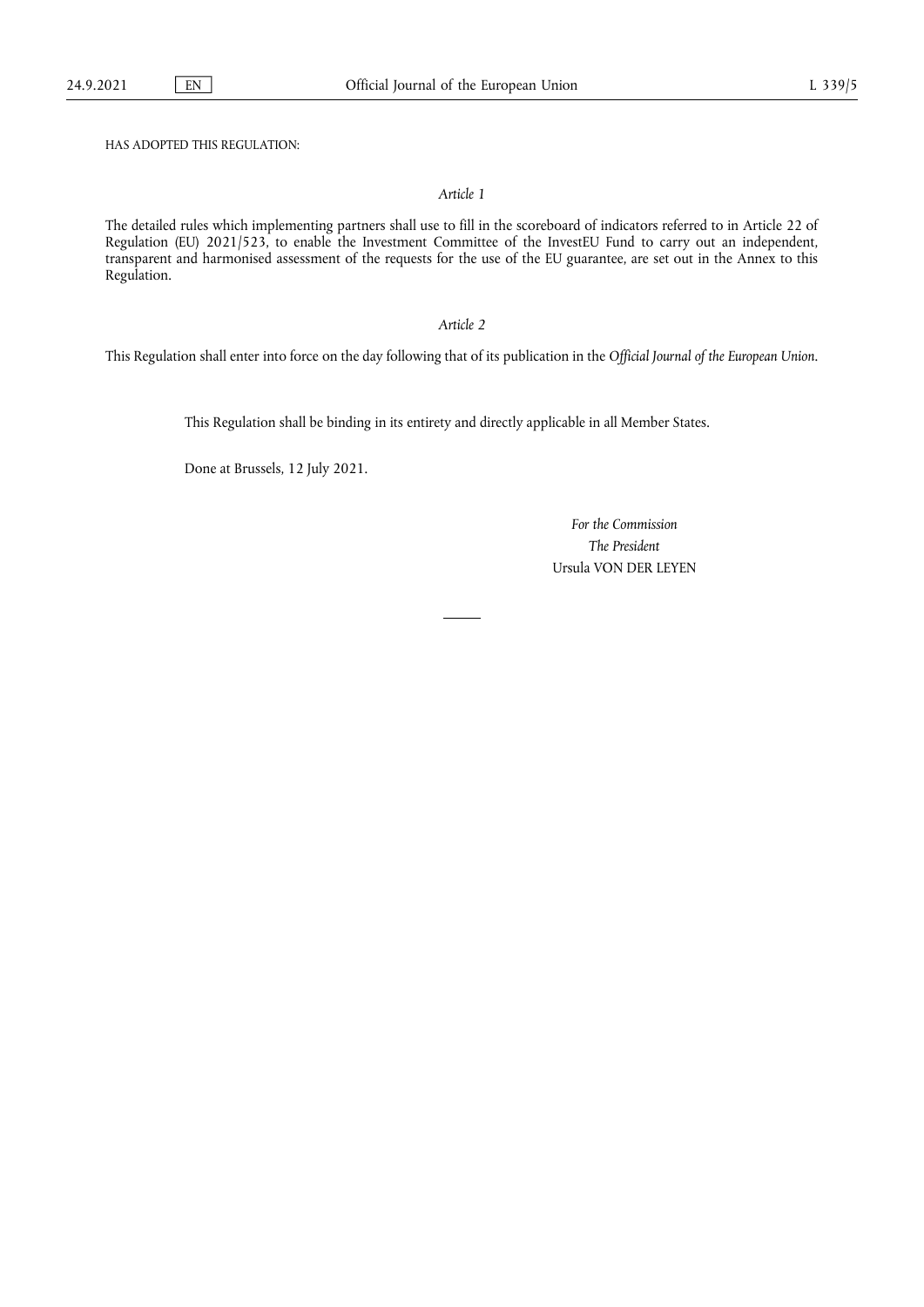HAS ADOPTED THIS REGULATION:

*Article 1*

The detailed rules which implementing partners shall use to fill in the scoreboard of indicators referred to in Article 22 of Regulation (EU) 2021/523, to enable the Investment Committee of the InvestEU Fund to carry out an independent, transparent and harmonised assessment of the requests for the use of the EU guarantee, are set out in the Annex to this Regulation.

*Article 2*

This Regulation shall enter into force on the day following that of its publication in the *Official Journal of the European Union*.

This Regulation shall be binding in its entirety and directly applicable in all Member States.

Done at Brussels, 12 July 2021.

*For the Commission*

*The President*

Ursula VON DER LEYEN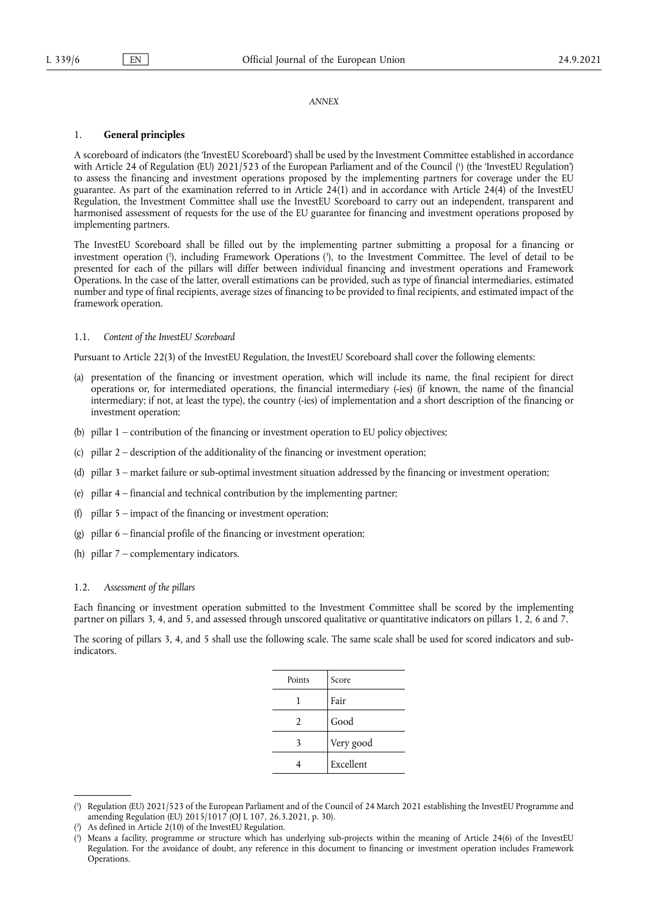*ANNEX*

## 1. General principles

A scoreboard of indicators (the 'InvestEU Scoreboard') shall be used by the Investment Committee established in accordance with Article 24 of Regulation (EU) 2021/523 of the European Parliament and of the Council [1] (the 'InvestEU Regulation') to assess the financing and investment operations proposed by the implementing partners for coverage under the EU guarantee. As part of the examination referred to in Article 24(1) and in accordance with Article 24(4) of the InvestEU Regulation, the Investment Committee shall use the InvestEU Scoreboard to carry out an independent, transparent and harmonised assessment of requests for the use of the EU guarantee for financing and investment operations proposed by implementing partners.

The InvestEU Scoreboard shall be filled out by the implementing partner submitting a proposal for a financing or investment operation [2], including Framework Operations [3], to the Investment Committee. The level of detail to be presented for each of the pillars will differ between individual financing and investment operations and Framework Operations. In the case of the latter, overall estimations can be provided, such as type of financial intermediaries, estimated number and type of final recipients, average sizes of financing to be provided to final recipients, and estimated impact of the framework operation.

### 1.1. *Content of the InvestEU Scoreboard*

Pursuant to Article 22(3) of the InvestEU Regulation, the InvestEU Scoreboard shall cover the following elements:

(a) presentation of the financing or investment operation, which will include its name, the final recipient for direct operations or, for intermediated operations, the financial intermediary (-ies) (if known, the name of the financial intermediary; if not, at least the type), the country (-ies) of implementation and a short description of the financing or investment operation;

(b) pillar 1 – contribution of the financing or investment operation to EU policy objectives;

(c) pillar 2 – description of the additionality of the financing or investment operation;

(d) pillar 3 – market failure or sub-optimal investment situation addressed by the financing or investment operation;

(e) pillar 4 – financial and technical contribution by the implementing partner;

(f) pillar 5 – impact of the financing or investment operation;

(g) pillar 6 – financial profile of the financing or investment operation;

(h) pillar 7 – complementary indicators.

### 1.2. *Assessment of the pillars*

Each financing or investment operation submitted to the Investment Committee shall be scored by the implementing partner on pillars 3, 4, and 5, and assessed through unscored qualitative or quantitative indicators on pillars 1, 2, 6 and 7.

The scoring of pillars 3, 4, and 5 shall use the following scale. The same scale shall be used for scored indicators and sub-indicators.

| Points | Score |
|---|---|
| 1 | Fair |
| 2 | Good |
| 3 | Very good |
| 4 | Excellent |

[1] Regulation (EU) 2021/523 of the European Parliament and of the Council of 24 March 2021 establishing the InvestEU Programme and amending Regulation (EU) 2015/1017 (OJ L 107, 26.3.2021, p. 30).

[2] As defined in Article 2(10) of the InvestEU Regulation.

[3] Means a facility, programme or structure which has underlying sub-projects within the meaning of Article 24(6) of the InvestEU Regulation. For the avoidance of doubt, any reference in this document to financing or investment operation includes Framework Operations.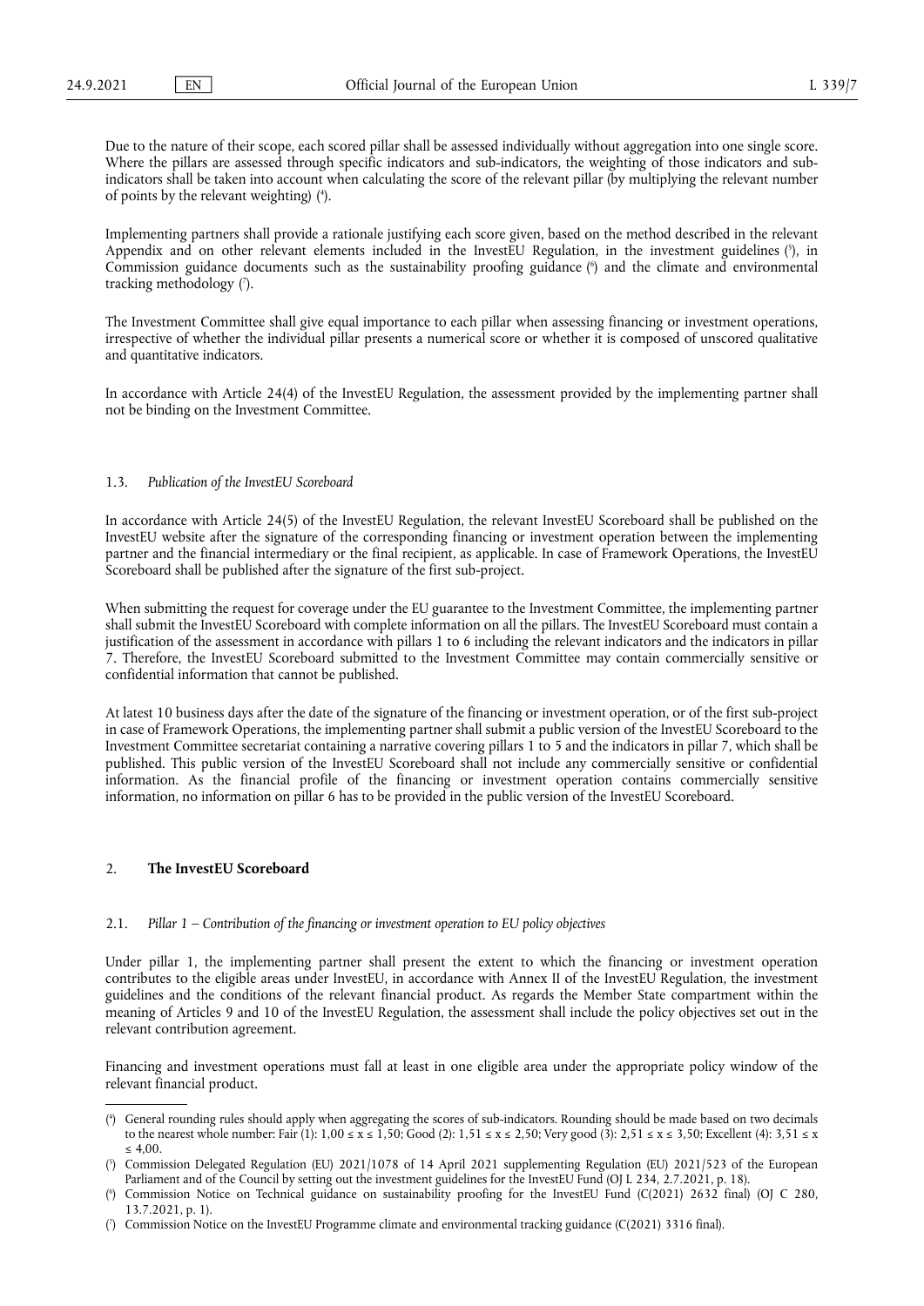Due to the nature of their scope, each scored pillar shall be assessed individually without aggregation into one single score. Where the pillars are assessed through specific indicators and sub-indicators, the weighting of those indicators and sub-indicators shall be taken into account when calculating the score of the relevant pillar (by multiplying the relevant number of points by the relevant weighting) [4].

Implementing partners shall provide a rationale justifying each score given, based on the method described in the relevant Appendix and on other relevant elements included in the InvestEU Regulation, in the investment guidelines [5], in Commission guidance documents such as the sustainability proofing guidance [6] and the climate and environmental tracking methodology [7].

The Investment Committee shall give equal importance to each pillar when assessing financing or investment operations, irrespective of whether the individual pillar presents a numerical score or whether it is composed of unscored qualitative and quantitative indicators.

In accordance with Article 24(4) of the InvestEU Regulation, the assessment provided by the implementing partner shall not be binding on the Investment Committee.

### 1.3. *Publication of the InvestEU Scoreboard*

In accordance with Article 24(5) of the InvestEU Regulation, the relevant InvestEU Scoreboard shall be published on the InvestEU website after the signature of the corresponding financing or investment operation between the implementing partner and the financial intermediary or the final recipient, as applicable. In case of Framework Operations, the InvestEU Scoreboard shall be published after the signature of the first sub-project.

When submitting the request for coverage under the EU guarantee to the Investment Committee, the implementing partner shall submit the InvestEU Scoreboard with complete information on all the pillars. The InvestEU Scoreboard must contain a justification of the assessment in accordance with pillars 1 to 6 including the relevant indicators and the indicators in pillar 7. Therefore, the InvestEU Scoreboard submitted to the Investment Committee may contain commercially sensitive or confidential information that cannot be published.

At latest 10 business days after the date of the signature of the financing or investment operation, or of the first sub-project in case of Framework Operations, the implementing partner shall submit a public version of the InvestEU Scoreboard to the Investment Committee secretariat containing a narrative covering pillars 1 to 5 and the indicators in pillar 7, which shall be published. This public version of the InvestEU Scoreboard shall not include any commercially sensitive or confidential information. As the financial profile of the financing or investment operation contains commercially sensitive information, no information on pillar 6 has to be provided in the public version of the InvestEU Scoreboard.

## 2. **The InvestEU Scoreboard**

### 2.1. *Pillar 1 – Contribution of the financing or investment operation to EU policy objectives*

Under pillar 1, the implementing partner shall present the extent to which the financing or investment operation contributes to the eligible areas under InvestEU, in accordance with Annex II of the InvestEU Regulation, the investment guidelines and the conditions of the relevant financial product. As regards the Member State compartment within the meaning of Articles 9 and 10 of the InvestEU Regulation, the assessment shall include the policy objectives set out in the relevant contribution agreement.

Financing and investment operations must fall at least in one eligible area under the appropriate policy window of the relevant financial product.

---

[4] General rounding rules should apply when aggregating the scores of sub-indicators. Rounding should be made based on two decimals to the nearest whole number: Fair (1): 1,00 ≤ x ≤ 1,50; Good (2): 1,51 ≤ x ≤ 2,50; Very good (3): 2,51 ≤ x ≤ 3,50; Excellent (4): 3,51 ≤ x ≤ 4,00.

[5] Commission Delegated Regulation (EU) 2021/1078 of 14 April 2021 supplementing Regulation (EU) 2021/523 of the European Parliament and of the Council by setting out the investment guidelines for the InvestEU Fund (OJ L 234, 2.7.2021, p. 18).

[6] Commission Notice on Technical guidance on sustainability proofing for the InvestEU Fund (C(2021) 2632 final) (OJ C 280, 13.7.2021, p. 1).

[7] Commission Notice on the InvestEU Programme climate and environmental tracking guidance (C(2021) 3316 final).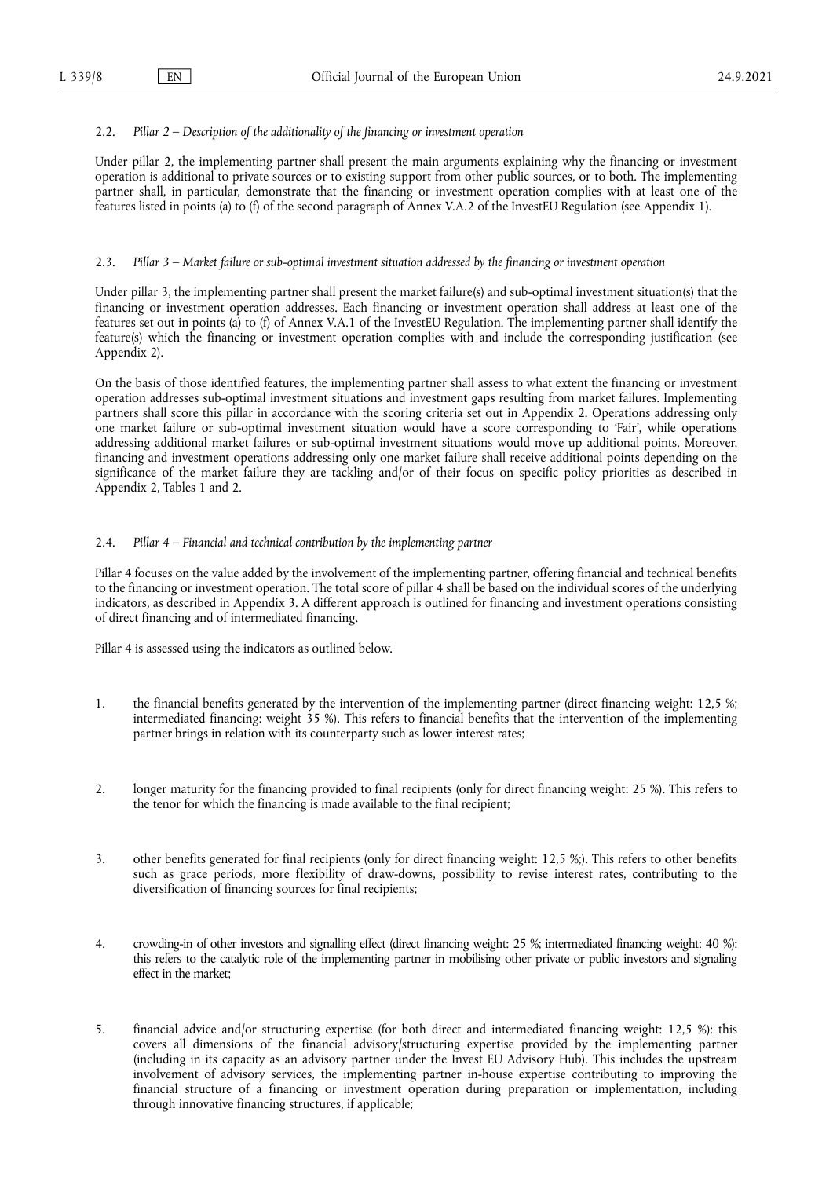### 2.2. *Pillar 2 – Description of the additionality of the financing or investment operation*

Under pillar 2, the implementing partner shall present the main arguments explaining why the financing or investment operation is additional to private sources or to existing support from other public sources, or to both. The implementing partner shall, in particular, demonstrate that the financing or investment operation complies with at least one of the features listed in points (a) to (f) of the second paragraph of Annex V.A.2 of the InvestEU Regulation (see Appendix 1).

### 2.3. *Pillar 3 – Market failure or sub-optimal investment situation addressed by the financing or investment operation*

Under pillar 3, the implementing partner shall present the market failure(s) and sub-optimal investment situation(s) that the financing or investment operation addresses. Each financing or investment operation shall address at least one of the features set out in points (a) to (f) of Annex V.A.1 of the InvestEU Regulation. The implementing partner shall identify the feature(s) which the financing or investment operation complies with and include the corresponding justification (see Appendix 2).

On the basis of those identified features, the implementing partner shall assess to what extent the financing or investment operation addresses sub-optimal investment situations and investment gaps resulting from market failures. Implementing partners shall score this pillar in accordance with the scoring criteria set out in Appendix 2. Operations addressing only one market failure or sub-optimal investment situation would have a score corresponding to 'Fair', while operations addressing additional market failures or sub-optimal investment situations would move up additional points. Moreover, financing and investment operations addressing only one market failure shall receive additional points depending on the significance of the market failure they are tackling and/or of their focus on specific policy priorities as described in Appendix 2, Tables 1 and 2.

### 2.4. *Pillar 4 – Financial and technical contribution by the implementing partner*

Pillar 4 focuses on the value added by the involvement of the implementing partner, offering financial and technical benefits to the financing or investment operation. The total score of pillar 4 shall be based on the individual scores of the underlying indicators, as described in Appendix 3. A different approach is outlined for financing and investment operations consisting of direct financing and of intermediated financing.

Pillar 4 is assessed using the indicators as outlined below.

1. the financial benefits generated by the intervention of the implementing partner (direct financing weight: 12,5 %; intermediated financing: weight 35 %). This refers to financial benefits that the intervention of the implementing partner brings in relation with its counterparty such as lower interest rates;

2. longer maturity for the financing provided to final recipients (only for direct financing weight: 25 %). This refers to the tenor for which the financing is made available to the final recipient;

3. other benefits generated for final recipients (only for direct financing weight: 12,5 %;). This refers to other benefits such as grace periods, more flexibility of draw-downs, possibility to revise interest rates, contributing to the diversification of financing sources for final recipients;

4. crowding-in of other investors and signalling effect (direct financing weight: 25 %; intermediated financing weight: 40 %): this refers to the catalytic role of the implementing partner in mobilising other private or public investors and signaling effect in the market;

5. financial advice and/or structuring expertise (for both direct and intermediated financing weight: 12,5 %): this covers all dimensions of the financial advisory/structuring expertise provided by the implementing partner (including in its capacity as an advisory partner under the Invest EU Advisory Hub). This includes the upstream involvement of advisory services, the implementing partner in-house expertise contributing to improving the financial structure of a financing or investment operation during preparation or implementation, including through innovative financing structures, if applicable;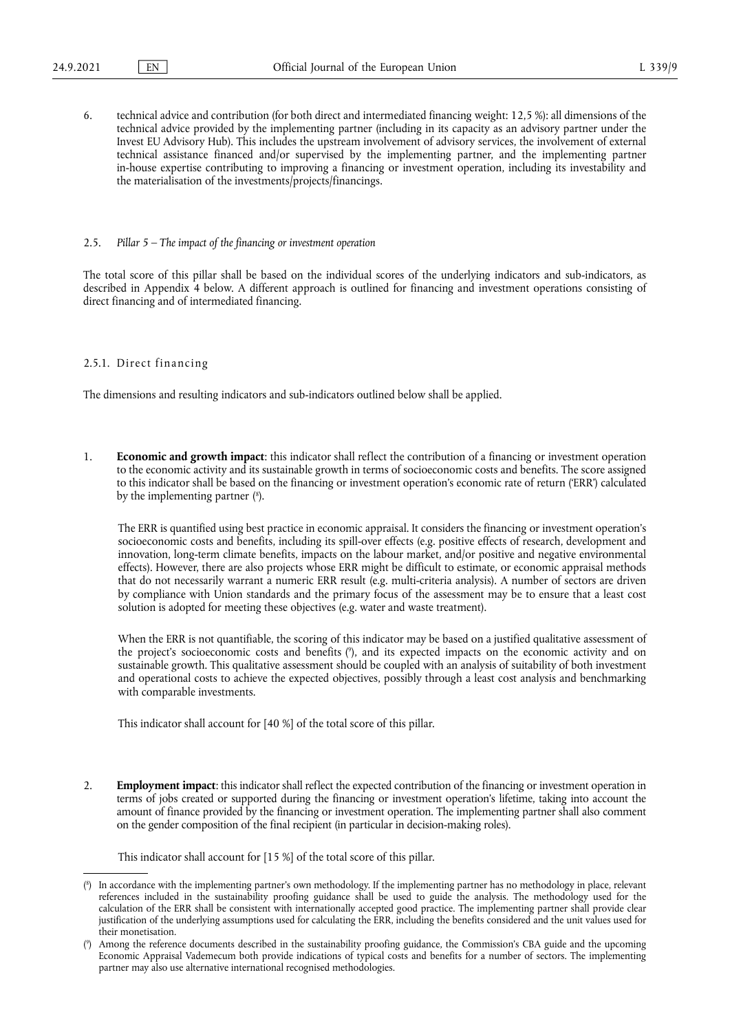6. technical advice and contribution (for both direct and intermediated financing weight: 12,5 %): all dimensions of the technical advice provided by the implementing partner (including in its capacity as an advisory partner under the Invest EU Advisory Hub). This includes the upstream involvement of advisory services, the involvement of external technical assistance financed and/or supervised by the implementing partner, and the implementing partner in-house expertise contributing to improving a financing or investment operation, including its investability and the materialisation of the investments/projects/financings.

### 2.5. *Pillar 5 – The impact of the financing or investment operation*

The total score of this pillar shall be based on the individual scores of the underlying indicators and sub-indicators, as described in Appendix 4 below. A different approach is outlined for financing and investment operations consisting of direct financing and of intermediated financing.

#### 2.5.1. Direct financing

The dimensions and resulting indicators and sub-indicators outlined below shall be applied.

1. **Economic and growth impact**: this indicator shall reflect the contribution of a financing or investment operation to the economic activity and its sustainable growth in terms of socioeconomic costs and benefits. The score assigned to this indicator shall be based on the financing or investment operation's economic rate of return ('ERR') calculated by the implementing partner [8].

   The ERR is quantified using best practice in economic appraisal. It considers the financing or investment operation's socioeconomic costs and benefits, including its spill-over effects (e.g. positive effects of research, development and innovation, long-term climate benefits, impacts on the labour market, and/or positive and negative environmental effects). However, there are also projects whose ERR might be difficult to estimate, or economic appraisal methods that do not necessarily warrant a numeric ERR result (e.g. multi-criteria analysis). A number of sectors are driven by compliance with Union standards and the primary focus of the assessment may be to ensure that a least cost solution is adopted for meeting these objectives (e.g. water and waste treatment).

   When the ERR is not quantifiable, the scoring of this indicator may be based on a justified qualitative assessment of the project's socioeconomic costs and benefits [9], and its expected impacts on the economic activity and on sustainable growth. This qualitative assessment should be coupled with an analysis of suitability of both investment and operational costs to achieve the expected objectives, possibly through a least cost analysis and benchmarking with comparable investments.

   This indicator shall account for [40 %] of the total score of this pillar.

2. **Employment impact**: this indicator shall reflect the expected contribution of the financing or investment operation in terms of jobs created or supported during the financing or investment operation's lifetime, taking into account the amount of finance provided by the financing or investment operation. The implementing partner shall also comment on the gender composition of the final recipient (in particular in decision-making roles).

   This indicator shall account for [15 %] of the total score of this pillar.

---

[8] In accordance with the implementing partner's own methodology. If the implementing partner has no methodology in place, relevant references included in the sustainability proofing guidance shall be used to guide the analysis. The methodology used for the calculation of the ERR shall be consistent with internationally accepted good practice. The implementing partner shall provide clear justification of the underlying assumptions used for calculating the ERR, including the benefits considered and the unit values used for their monetisation.

[9] Among the reference documents described in the sustainability proofing guidance, the Commission's CBA guide and the upcoming Economic Appraisal Vademecum both provide indications of typical costs and benefits for a number of sectors. The implementing partner may also use alternative international recognised methodologies.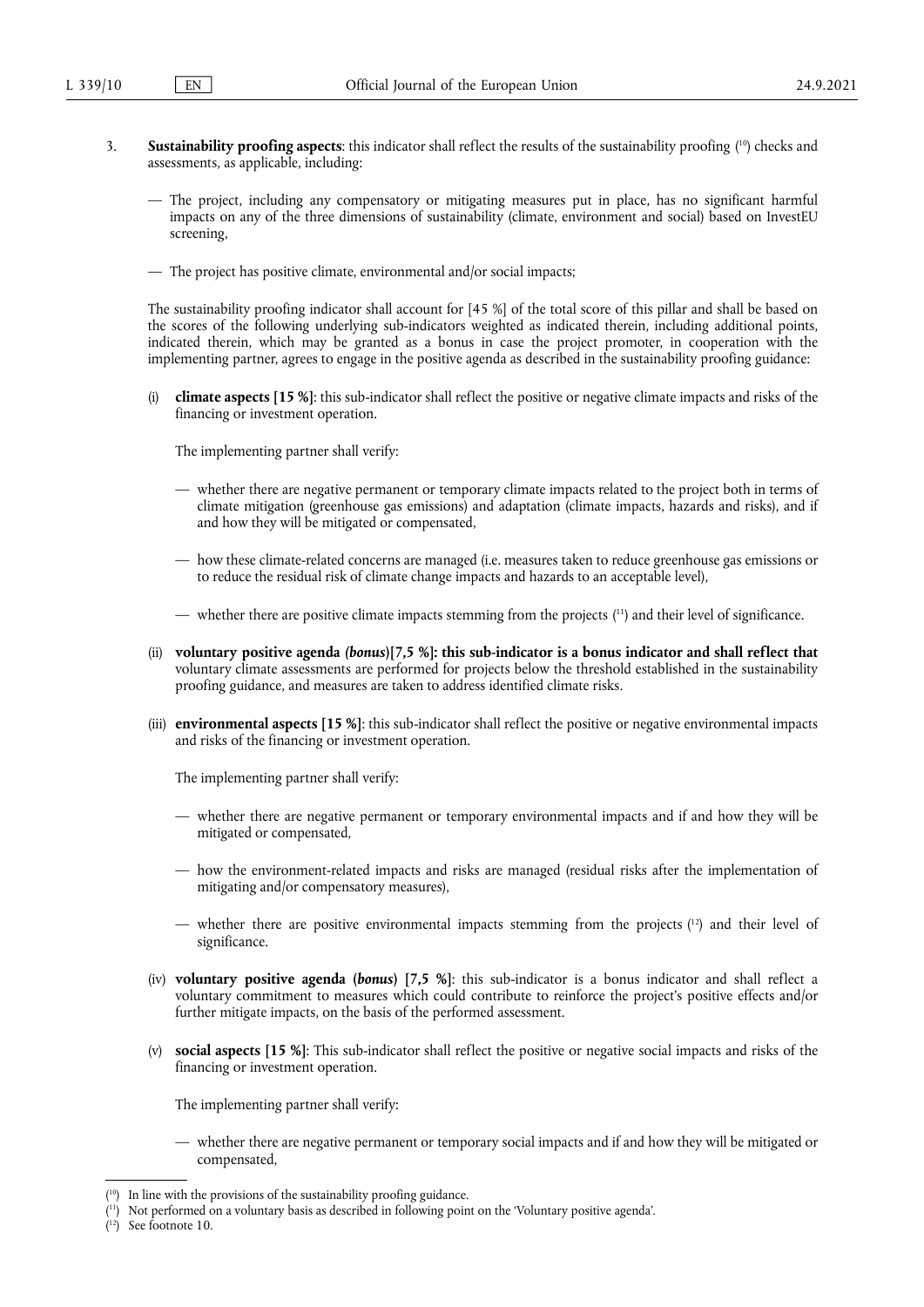3. **Sustainability proofing aspects**: this indicator shall reflect the results of the sustainability proofing [10] checks and assessments, as applicable, including:

   — The project, including any compensatory or mitigating measures put in place, has no significant harmful impacts on any of the three dimensions of sustainability (climate, environment and social) based on InvestEU screening,

   — The project has positive climate, environmental and/or social impacts;

   The sustainability proofing indicator shall account for [45 %] of the total score of this pillar and shall be based on the scores of the following underlying sub-indicators weighted as indicated therein, including additional points, indicated therein, which may be granted as a bonus in case the project promoter, in cooperation with the implementing partner, agrees to engage in the positive agenda as described in the sustainability proofing guidance:

   (i) **climate aspects [15 %]**: this sub-indicator shall reflect the positive or negative climate impacts and risks of the financing or investment operation.

   The implementing partner shall verify:

   — whether there are negative permanent or temporary climate impacts related to the project both in terms of climate mitigation (greenhouse gas emissions) and adaptation (climate impacts, hazards and risks), and if and how they will be mitigated or compensated,

   — how these climate-related concerns are managed (i.e. measures taken to reduce greenhouse gas emissions or to reduce the residual risk of climate change impacts and hazards to an acceptable level),

   — whether there are positive climate impacts stemming from the projects [11] and their level of significance.

   (ii) **voluntary positive agenda *(bonus)*[7,5 %]: this sub-indicator is a bonus indicator and shall reflect that** voluntary climate assessments are performed for projects below the threshold established in the sustainability proofing guidance, and measures are taken to address identified climate risks.

   (iii) **environmental aspects [15 %]**: this sub-indicator shall reflect the positive or negative environmental impacts and risks of the financing or investment operation.

   The implementing partner shall verify:

   — whether there are negative permanent or temporary environmental impacts and if and how they will be mitigated or compensated,

   — how the environment-related impacts and risks are managed (residual risks after the implementation of mitigating and/or compensatory measures),

   — whether there are positive environmental impacts stemming from the projects [12] and their level of significance.

   (iv) **voluntary positive agenda (*bonus*) [7,5 %]**: this sub-indicator is a bonus indicator and shall reflect a voluntary commitment to measures which could contribute to reinforce the project's positive effects and/or further mitigate impacts, on the basis of the performed assessment.

   (v) **social aspects [15 %]**: This sub-indicator shall reflect the positive or negative social impacts and risks of the financing or investment operation.

   The implementing partner shall verify:

   — whether there are negative permanent or temporary social impacts and if and how they will be mitigated or compensated,

---

[10] In line with the provisions of the sustainability proofing guidance.

[11] Not performed on a voluntary basis as described in following point on the 'Voluntary positive agenda'.

[12] See footnote 10.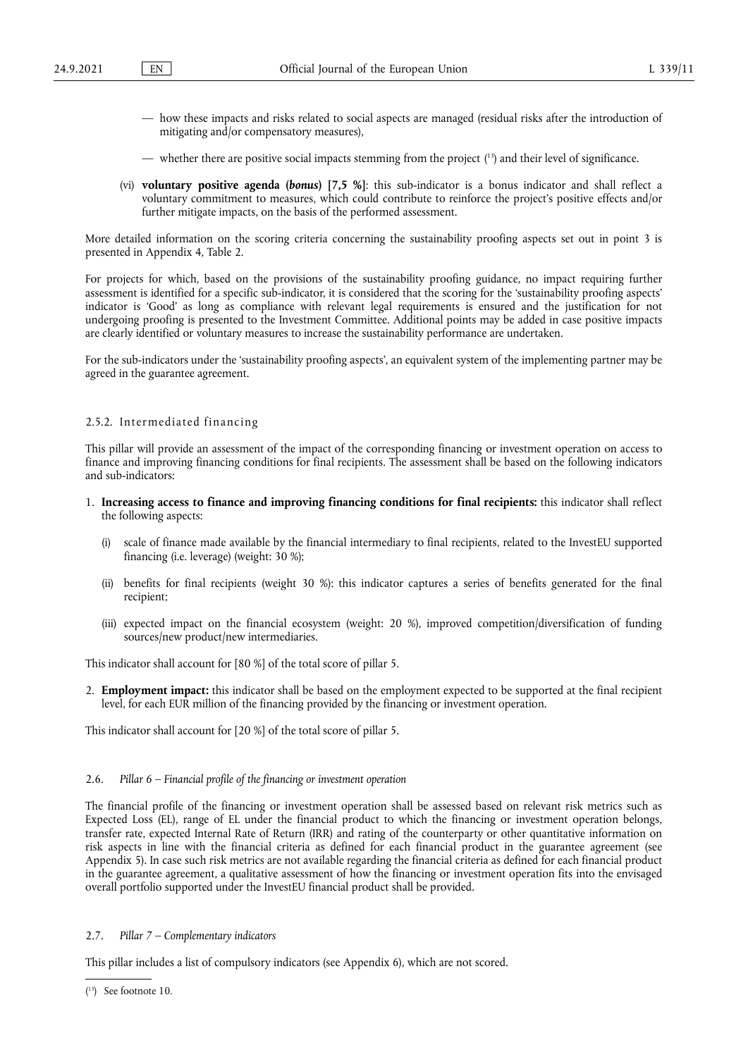— how these impacts and risks related to social aspects are managed (residual risks after the introduction of mitigating and/or compensatory measures),

— whether there are positive social impacts stemming from the project ([13]) and their level of significance.

(vi) **voluntary positive agenda (*bonus*) [7,5 %]**: this sub-indicator is a bonus indicator and shall reflect a voluntary commitment to measures, which could contribute to reinforce the project's positive effects and/or further mitigate impacts, on the basis of the performed assessment.

More detailed information on the scoring criteria concerning the sustainability proofing aspects set out in point 3 is presented in Appendix 4, Table 2.

For projects for which, based on the provisions of the sustainability proofing guidance, no impact requiring further assessment is identified for a specific sub-indicator, it is considered that the scoring for the 'sustainability proofing aspects' indicator is 'Good' as long as compliance with relevant legal requirements is ensured and the justification for not undergoing proofing is presented to the Investment Committee. Additional points may be added in case positive impacts are clearly identified or voluntary measures to increase the sustainability performance are undertaken.

For the sub-indicators under the 'sustainability proofing aspects', an equivalent system of the implementing partner may be agreed in the guarantee agreement.

#### 2.5.2. Intermediated financing

This pillar will provide an assessment of the impact of the corresponding financing or investment operation on access to finance and improving financing conditions for final recipients. The assessment shall be based on the following indicators and sub-indicators:

1. **Increasing access to finance and improving financing conditions for final recipients:** this indicator shall reflect the following aspects:

   (i) scale of finance made available by the financial intermediary to final recipients, related to the InvestEU supported financing (i.e. leverage) (weight: 30 %);

   (ii) benefits for final recipients (weight 30 %): this indicator captures a series of benefits generated for the final recipient;

   (iii) expected impact on the financial ecosystem (weight: 20 %), improved competition/diversification of funding sources/new product/new intermediaries.

This indicator shall account for [80 %] of the total score of pillar 5.

2. **Employment impact:** this indicator shall be based on the employment expected to be supported at the final recipient level, for each EUR million of the financing provided by the financing or investment operation.

This indicator shall account for [20 %] of the total score of pillar 5.

### 2.6. *Pillar 6 – Financial profile of the financing or investment operation*

The financial profile of the financing or investment operation shall be assessed based on relevant risk metrics such as Expected Loss (EL), range of EL under the financial product to which the financing or investment operation belongs, transfer rate, expected Internal Rate of Return (IRR) and rating of the counterparty or other quantitative information on risk aspects in line with the financial criteria as defined for each financial product in the guarantee agreement (see Appendix 5). In case such risk metrics are not available regarding the financial criteria as defined for each financial product in the guarantee agreement, a qualitative assessment of how the financing or investment operation fits into the envisaged overall portfolio supported under the InvestEU financial product shall be provided.

### 2.7. *Pillar 7 – Complementary indicators*

This pillar includes a list of compulsory indicators (see Appendix 6), which are not scored.

---

([13]) See footnote 10.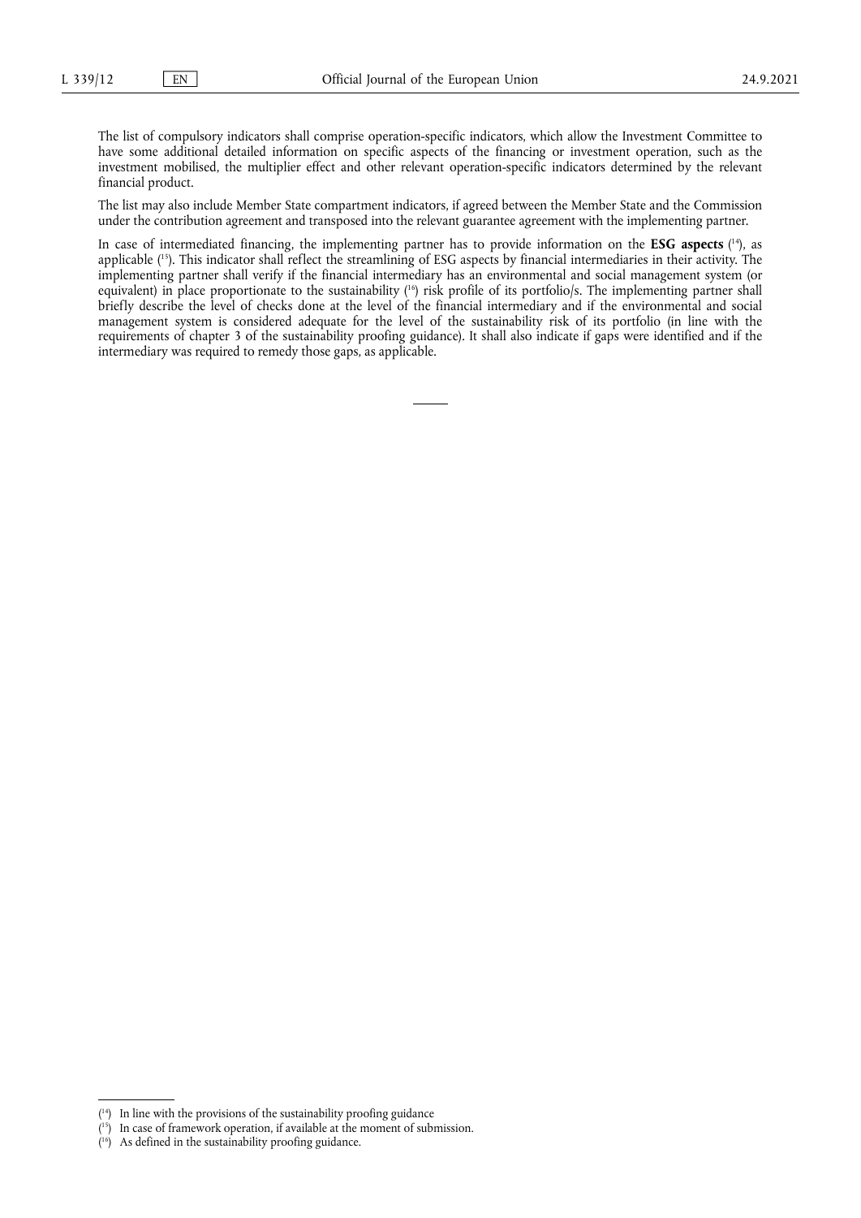The list of compulsory indicators shall comprise operation-specific indicators, which allow the Investment Committee to have some additional detailed information on specific aspects of the financing or investment operation, such as the investment mobilised, the multiplier effect and other relevant operation-specific indicators determined by the relevant financial product.

The list may also include Member State compartment indicators, if agreed between the Member State and the Commission under the contribution agreement and transposed into the relevant guarantee agreement with the implementing partner.

In case of intermediated financing, the implementing partner has to provide information on the **ESG aspects** [14], as applicable [15]. This indicator shall reflect the streamlining of ESG aspects by financial intermediaries in their activity. The implementing partner shall verify if the financial intermediary has an environmental and social management system (or equivalent) in place proportionate to the sustainability [16] risk profile of its portfolio/s. The implementing partner shall briefly describe the level of checks done at the level of the financial intermediary and if the environmental and social management system is considered adequate for the level of the sustainability risk of its portfolio (in line with the requirements of chapter 3 of the sustainability proofing guidance). It shall also indicate if gaps were identified and if the intermediary was required to remedy those gaps, as applicable.

---

[14] In line with the provisions of the sustainability proofing guidance

[15] In case of framework operation, if available at the moment of submission.

[16] As defined in the sustainability proofing guidance.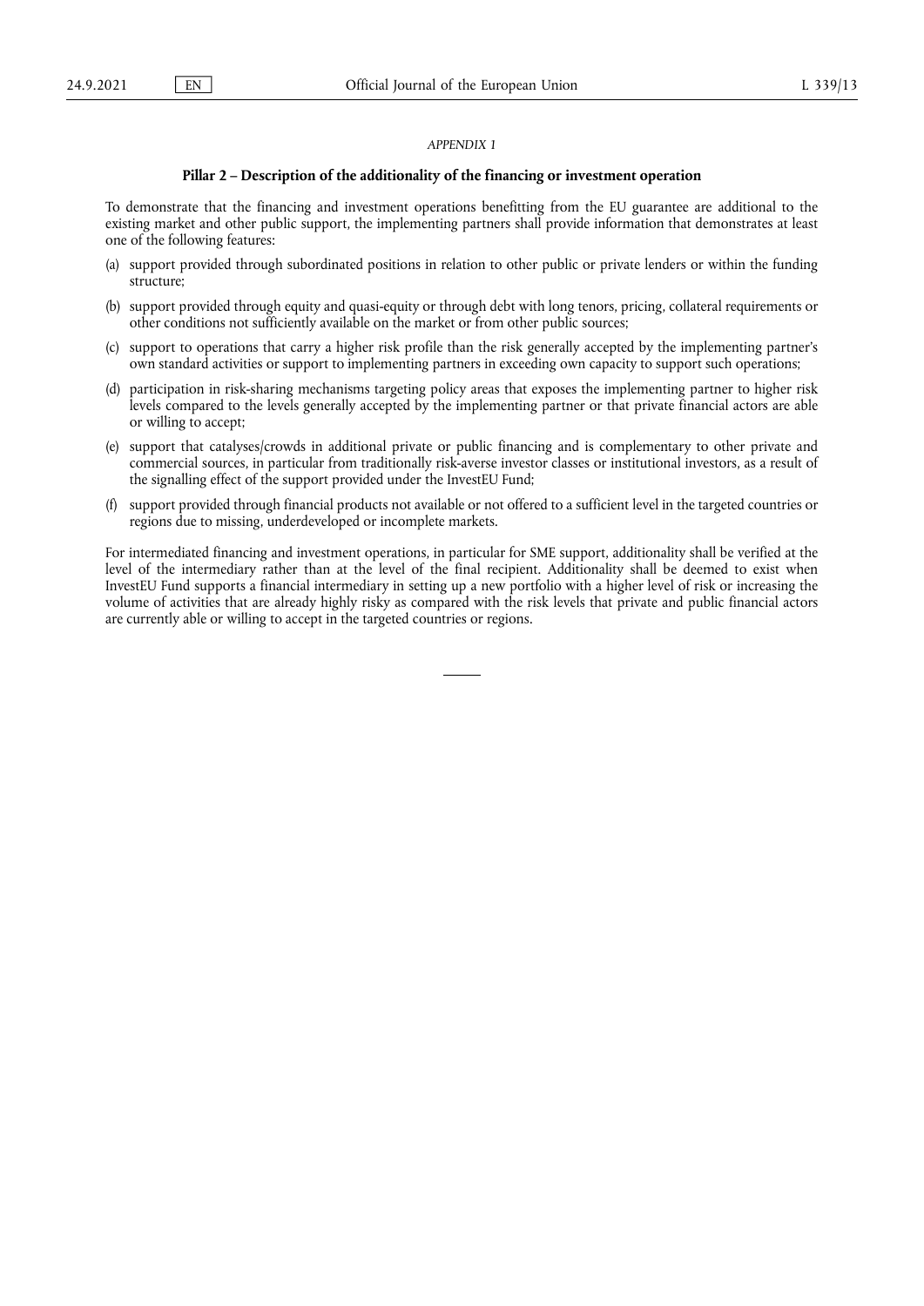*APPENDIX 1*

**Pillar 2 – Description of the additionality of the financing or investment operation**

To demonstrate that the financing and investment operations benefitting from the EU guarantee are additional to the existing market and other public support, the implementing partners shall provide information that demonstrates at least one of the following features:

(a) support provided through subordinated positions in relation to other public or private lenders or within the funding structure;

(b) support provided through equity and quasi-equity or through debt with long tenors, pricing, collateral requirements or other conditions not sufficiently available on the market or from other public sources;

(c) support to operations that carry a higher risk profile than the risk generally accepted by the implementing partner's own standard activities or support to implementing partners in exceeding own capacity to support such operations;

(d) participation in risk-sharing mechanisms targeting policy areas that exposes the implementing partner to higher risk levels compared to the levels generally accepted by the implementing partner or that private financial actors are able or willing to accept;

(e) support that catalyses/crowds in additional private or public financing and is complementary to other private and commercial sources, in particular from traditionally risk-averse investor classes or institutional investors, as a result of the signalling effect of the support provided under the InvestEU Fund;

(f) support provided through financial products not available or not offered to a sufficient level in the targeted countries or regions due to missing, underdeveloped or incomplete markets.

For intermediated financing and investment operations, in particular for SME support, additionality shall be verified at the level of the intermediary rather than at the level of the final recipient. Additionality shall be deemed to exist when InvestEU Fund supports a financial intermediary in setting up a new portfolio with a higher level of risk or increasing the volume of activities that are already highly risky as compared with the risk levels that private and public financial actors are currently able or willing to accept in the targeted countries or regions.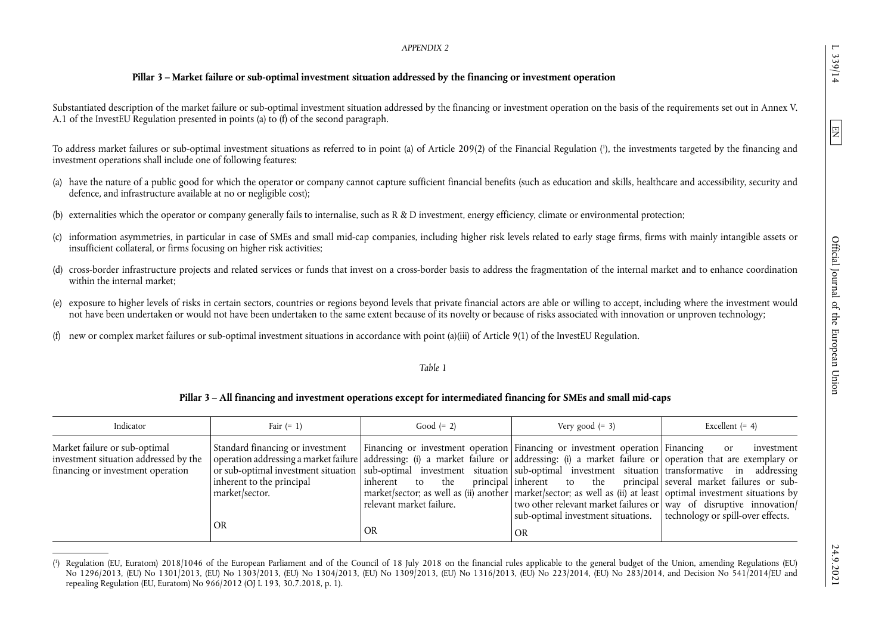*APPENDIX 2*

**Pillar 3 – Market failure or sub-optimal investment situation addressed by the financing or investment operation**

Substantiated description of the market failure or sub-optimal investment situation addressed by the financing or investment operation on the basis of the requirements set out in Annex V. A.1 of the InvestEU Regulation presented in points (a) to (f) of the second paragraph.

To address market failures or sub-optimal investment situations as referred to in point (a) of Article 209(2) of the Financial Regulation [1], the investments targeted by the financing and investment operations shall include one of following features:

(a) have the nature of a public good for which the operator or company cannot capture sufficient financial benefits (such as education and skills, healthcare and accessibility, security and defence, and infrastructure available at no or negligible cost);

(b) externalities which the operator or company generally fails to internalise, such as R & D investment, energy efficiency, climate or environmental protection;

(c) information asymmetries, in particular in case of SMEs and small mid-cap companies, including higher risk levels related to early stage firms, firms with mainly intangible assets or insufficient collateral, or firms focusing on higher risk activities;

(d) cross-border infrastructure projects and related services or funds that invest on a cross-border basis to address the fragmentation of the internal market and to enhance coordination within the internal market;

(e) exposure to higher levels of risks in certain sectors, countries or regions beyond levels that private financial actors are able or willing to accept, including where the investment would not have been undertaken or would not have been undertaken to the same extent because of its novelty or because of risks associated with innovation or unproven technology;

(f) new or complex market failures or sub-optimal investment situations in accordance with point (a)(iii) of Article 9(1) of the InvestEU Regulation.

*Table 1*

**Pillar 3 – All financing and investment operations except for intermediated financing for SMEs and small mid-caps**

| Indicator | Fair (= 1) | Good (= 2) | Very good (= 3) | Excellent (= 4) |
|---|---|---|---|---|
| Market failure or sub-optimal investment situation addressed by the financing or investment operation | Standard financing or investment operation addressing a market failure or sub-optimal investment situation inherent to the principal market/sector.<br><br>OR | Financing or investment operation addressing: (i) a market failure or sub-optimal investment situation inherent to the principal market/sector; as well as (ii) another relevant market failure.<br><br>OR | Financing or investment operation addressing: (i) a market failure or sub-optimal investment situation inherent to the principal market/sector; as well as (ii) at least two other relevant market failures or sub-optimal investment situations.<br><br>OR | Financing or investment operation that are exemplary or transformative in addressing several market failures or sub-optimal investment situations by way of disruptive innovation/technology or spill-over effects. |

[1] Regulation (EU, Euratom) 2018/1046 of the European Parliament and of the Council of 18 July 2018 on the financial rules applicable to the general budget of the Union, amending Regulations (EU) No 1296/2013, (EU) No 1301/2013, (EU) No 1303/2013, (EU) No 1304/2013, (EU) No 1309/2013, (EU) No 1316/2013, (EU) No 223/2014, (EU) No 283/2014, and Decision No 541/2014/EU and repealing Regulation (EU, Euratom) No 966/2012 (OJ L 193, 30.7.2018, p. 1).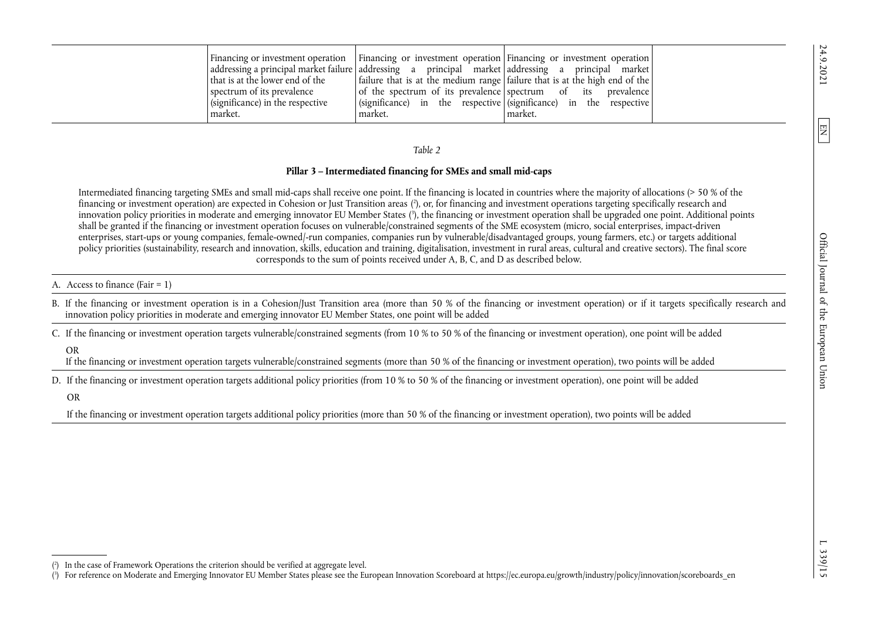| | Financing or investment operation addressing a principal market failure that is at the lower end of the spectrum of its prevalence (significance) in the respective market. | Financing or investment operation addressing a principal market failure that is at the medium range of the spectrum of its prevalence (significance) in the respective market. | Financing or investment operation addressing a principal market failure that is at the high end of the spectrum of its prevalence (significance) in the respective market. | |
|---|---|---|---|---|

*Table 2*

**Pillar 3 – Intermediated financing for SMEs and small mid-caps**

Intermediated financing targeting SMEs and small mid-caps shall receive one point. If the financing is located in countries where the majority of allocations (> 50 % of the financing or investment operation) are expected in Cohesion or Just Transition areas [2], or, for financing and investment operations targeting specifically research and innovation policy priorities in moderate and emerging innovator EU Member States [3], the financing or investment operation shall be upgraded one point. Additional points shall be granted if the financing or investment operation focuses on vulnerable/constrained segments of the SME ecosystem (micro, social enterprises, impact-driven enterprises, start-ups or young companies, female-owned/-run companies, companies run by vulnerable/disadvantaged groups, young farmers, etc.) or targets additional policy priorities (sustainability, research and innovation, skills, education and training, digitalisation, investment in rural areas, cultural and creative sectors). The final score corresponds to the sum of points received under A, B, C, and D as described below.

A. Access to finance (Fair = 1)

B. If the financing or investment operation is in a Cohesion/Just Transition area (more than 50 % of the financing or investment operation) or if it targets specifically research and innovation policy priorities in moderate and emerging innovator EU Member States, one point will be added

C. If the financing or investment operation targets vulnerable/constrained segments (from 10 % to 50 % of the financing or investment operation), one point will be added

OR

If the financing or investment operation targets vulnerable/constrained segments (more than 50 % of the financing or investment operation), two points will be added

D. If the financing or investment operation targets additional policy priorities (from 10 % to 50 % of the financing or investment operation), one point will be added

OR

If the financing or investment operation targets additional policy priorities (more than 50 % of the financing or investment operation), two points will be added

---

[2] In the case of Framework Operations the criterion should be verified at aggregate level.

[3] For reference on Moderate and Emerging Innovator EU Member States please see the European Innovation Scoreboard at https://ec.europa.eu/growth/industry/policy/innovation/scoreboards_en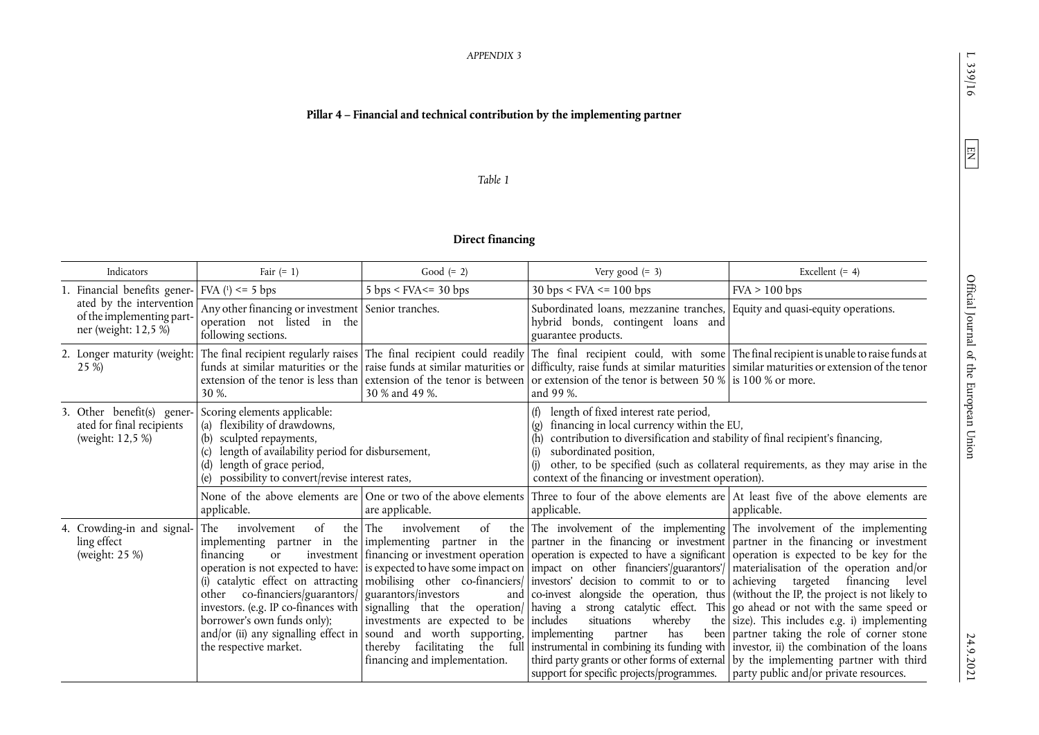*APPENDIX 3*

**Pillar 4 – Financial and technical contribution by the implementing partner**

*Table 1*

**Direct financing**

| Indicators | Fair (= 1) | Good (= 2) | Very good (= 3) | Excellent (= 4) |
|---|---|---|---|---|
| 1. Financial benefits generated by the intervention of the implementing partner (weight: 12,5 %) | FVA [1] <= 5 bps | 5 bps < FVA<= 30 bps | 30 bps < FVA <= 100 bps | FVA > 100 bps |
| | Any other financing or investment operation not listed in the following sections. | Senior tranches. | Subordinated loans, mezzanine tranches, hybrid bonds, contingent loans and guarantee products. | Equity and quasi-equity operations. |
| 2. Longer maturity (weight: 25 %) | The final recipient regularly raises funds at similar maturities or the extension of the tenor is less than 30 %. | The final recipient could readily raise funds at similar maturities or extension of the tenor is between 30 % and 49 %. | The final recipient could, with some difficulty, raise funds at similar maturities or extension of the tenor is between 50 % and 99 %. | The final recipient is unable to raise funds at similar maturities or extension of the tenor is 100 % or more. |
| 3. Other benefit(s) generated for final recipients (weight: 12,5 %) | Scoring elements applicable: (a) flexibility of drawdowns, (b) sculpted repayments, (c) length of availability period for disbursement, (d) length of grace period, (e) possibility to convert/revise interest rates, | | (f) length of fixed interest rate period, (g) financing in local currency within the EU, (h) contribution to diversification and stability of final recipient's financing, (i) subordinated position, (j) other, to be specified (such as collateral requirements, as they may arise in the context of the financing or investment operation). | |
| | None of the above elements are applicable. | One or two of the above elements are applicable. | Three to four of the above elements are applicable. | At least five of the above elements are applicable. |
| 4. Crowding-in and signalling effect (weight: 25 %) | The involvement of the implementing partner in the financing or investment operation is not expected to have: (i) catalytic effect on attracting other co-financiers/guarantors/investors. (e.g. IP co-finances with borrower's own funds only); and/or (ii) any signalling effect in the respective market. | The involvement of the implementing partner in the financing or investment operation is expected to have some impact on mobilising other co-financiers/guarantors/investors and signalling that the operation/investments are expected to be sound and worth supporting, thereby facilitating the full financing and implementation. | The involvement of the implementing partner in the financing or investment operation is expected to have a significant impact on other financiers'/guarantors'/investors' decision to commit to or to co-invest alongside the operation, thus having a strong catalytic effect. This includes situations whereby the implementing partner has been instrumental in combining its funding with third party grants or other forms of external support for specific projects/programmes. | The involvement of the implementing partner in the financing or investment operation is expected to be key for the materialisation of the operation and/or achieving targeted financing level (without the IP, the project is not likely to go ahead or not with the same speed or size). This includes e.g. i) implementing partner taking the role of corner stone investor, ii) the combination of the loans by the implementing partner with third party public and/or private resources. |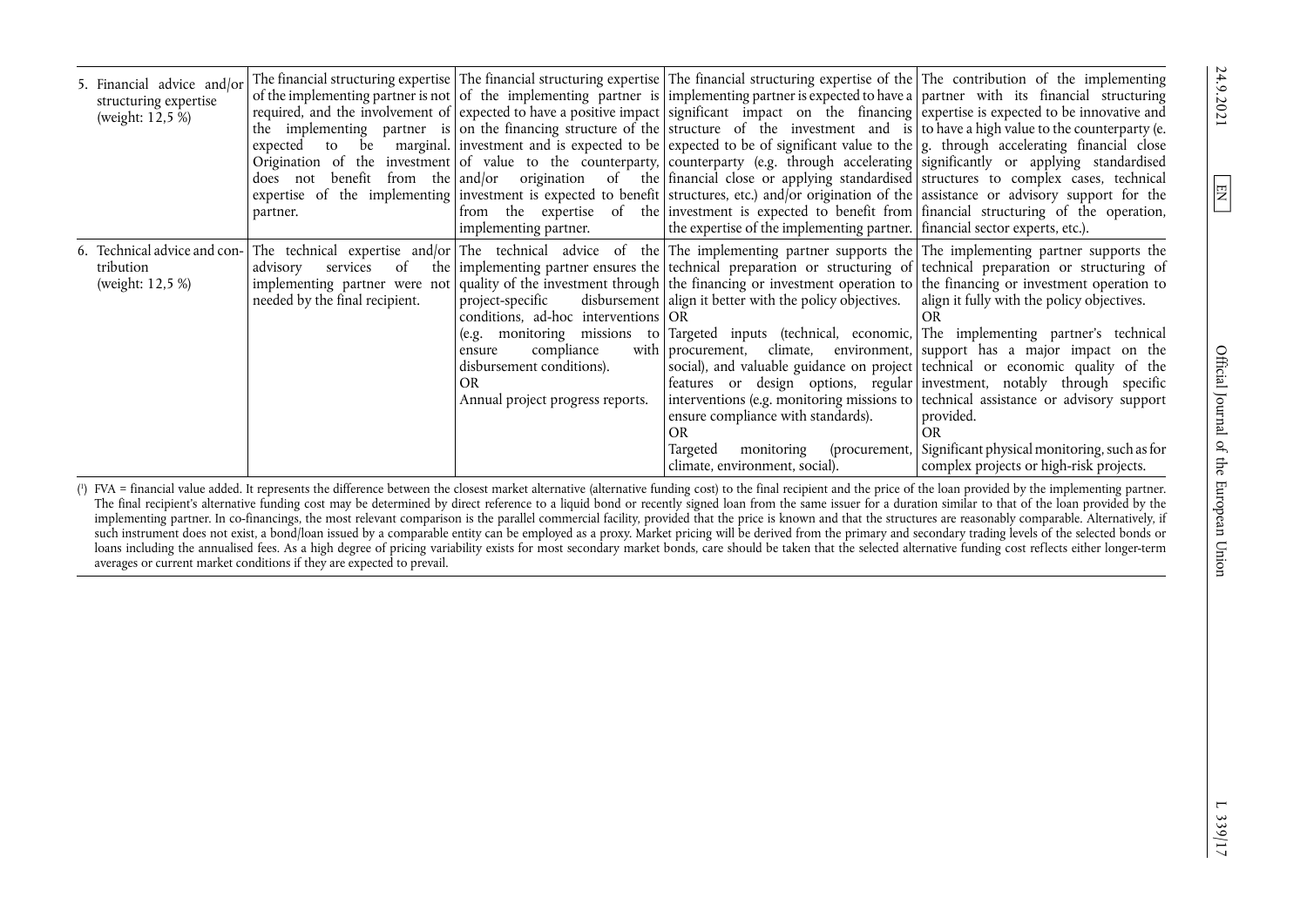| | | | | |
|---|---|---|---|---|
| 5. Financial advice and/or structuring expertise (weight: 12,5 %) | The financial structuring expertise of the implementing partner is not required, and the involvement of the implementing partner is expected to be marginal. Origination of the investment does not benefit from the expertise of the implementing partner. | The financial structuring expertise of the implementing partner is expected to have a positive impact on the financing structure of the investment and is expected to be of value to the counterparty, and/or origination of the investment is expected to benefit from the expertise of the implementing partner. | The financial structuring expertise of the implementing partner is expected to have a significant impact on the financing structure of the investment and is expected to be of significant value to the counterparty (e.g. through accelerating financial close or applying standardised structures, etc.) and/or origination of the investment is expected to benefit from the expertise of the implementing partner. | The contribution of the implementing partner with its financial structuring expertise is expected to be innovative and to have a high value to the counterparty (e. g. through accelerating financial close significantly or applying standardised structures to complex cases, technical assistance or advisory support for the financial structuring of the operation, financial sector experts, etc.). |
| 6. Technical advice and contribution (weight: 12,5 %) | The technical expertise and/or advisory services of the implementing partner were not needed by the final recipient. | The technical advice of the implementing partner ensures the quality of the investment through project-specific disbursement conditions, ad-hoc interventions (e.g. monitoring missions to ensure compliance with disbursement conditions).<br>OR<br>Annual project progress reports. | The implementing partner supports the technical preparation or structuring of the financing or investment operation to align it better with the policy objectives.<br>OR<br>Targeted inputs (technical, economic, procurement, climate, environment, social), and valuable guidance on project features or design options, regular interventions (e.g. monitoring missions to ensure compliance with standards).<br>OR<br>Targeted monitoring (procurement, climate, environment, social). | The implementing partner supports the technical preparation or structuring of the financing or investment operation to align it fully with the policy objectives.<br>OR<br>The implementing partner's technical support has a major impact on the technical or economic quality of the investment, notably through specific technical assistance or advisory support provided.<br>OR<br>Significant physical monitoring, such as for complex projects or high-risk projects. |

(1) FVA = financial value added. It represents the difference between the closest market alternative (alternative funding cost) to the final recipient and the price of the loan provided by the implementing partner. The final recipient's alternative funding cost may be determined by direct reference to a liquid bond or recently signed loan from the same issuer for a duration similar to that of the loan provided by the implementing partner. In co-financings, the most relevant comparison is the parallel commercial facility, provided that the price is known and that the structures are reasonably comparable. Alternatively, if such instrument does not exist, a bond/loan issued by a comparable entity can be employed as a proxy. Market pricing will be derived from the primary and secondary trading levels of the selected bonds or loans including the annualised fees. As a high degree of pricing variability exists for most secondary market bonds, care should be taken that the selected alternative funding cost reflects either longer-term averages or current market conditions if they are expected to prevail.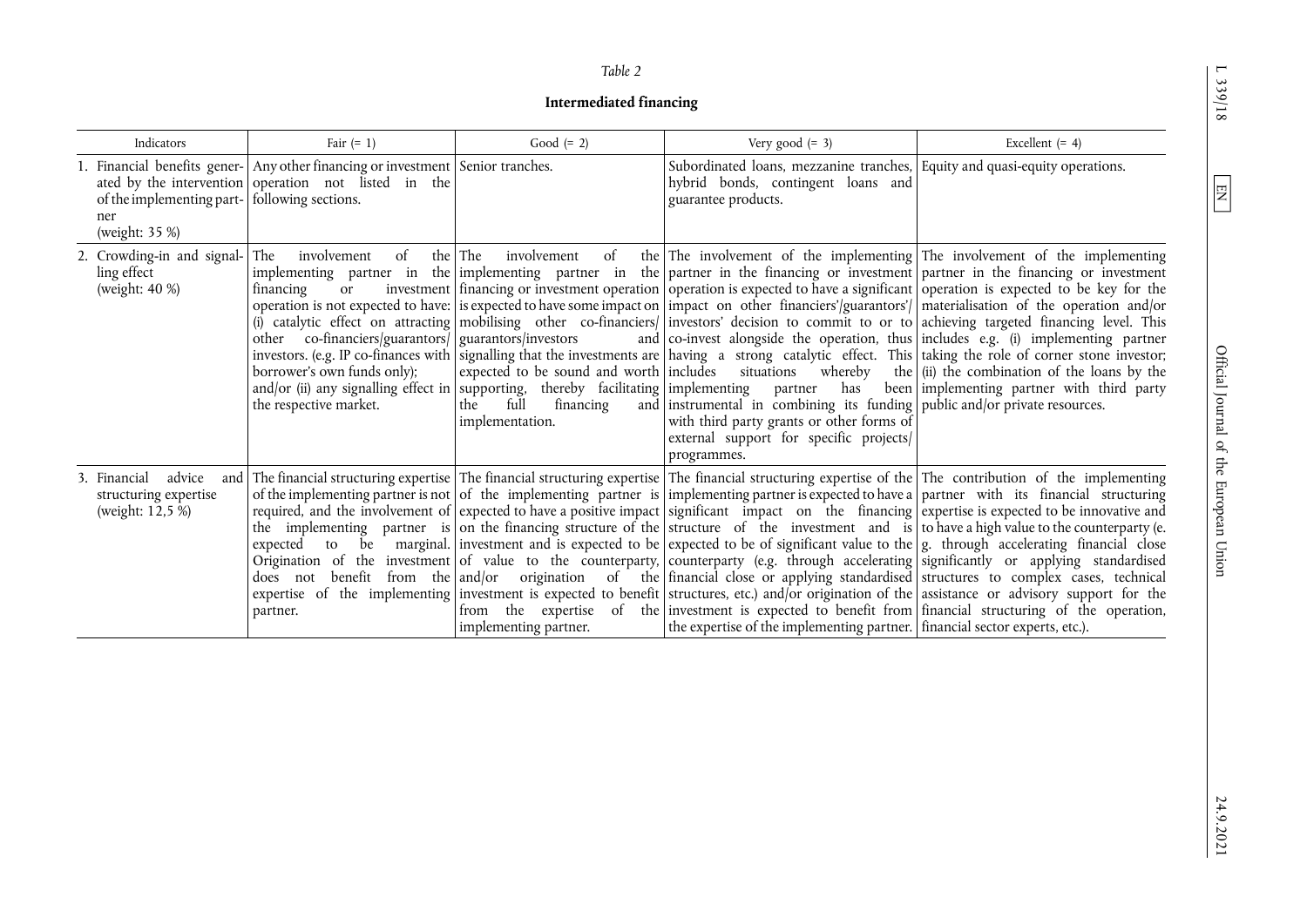*Table 2*

**Intermediated financing**

| Indicators | Fair (= 1) | Good (= 2) | Very good (= 3) | Excellent (= 4) |
|---|---|---|---|---|
| 1. Financial benefits generated by the intervention of the implementing partner (weight: 35 %) | Any other financing or investment operation not listed in the following sections. | Senior tranches. | Subordinated loans, mezzanine tranches, hybrid bonds, contingent loans and guarantee products. | Equity and quasi-equity operations. |
| 2. Crowding-in and signalling effect (weight: 40 %) | The involvement of the implementing partner in the financing or investment operation is not expected to have: (i) catalytic effect on attracting other co-financiers/guarantors/investors. (e.g. IP co-finances with borrower's own funds only); and/or (ii) any signalling effect in the respective market. | The involvement of the implementing partner in the financing or investment operation is expected to have some impact on mobilising other co-financiers/guarantors/investors and signalling that the investments are expected to be sound and worth supporting, thereby facilitating the full financing and implementation. | The involvement of the implementing partner in the financing or investment operation is expected to have a significant impact on other financiers'/guarantors'/investors' decision to commit to or to co-invest alongside the operation, thus having a strong catalytic effect. This includes situations whereby the implementing partner has been instrumental in combining its funding with third party grants or other forms of external support for specific projects/programmes. | The involvement of the implementing partner in the financing or investment operation is expected to be key for the materialisation of the operation and/or achieving targeted financing level. This includes e.g. (i) implementing partner taking the role of corner stone investor; (ii) the combination of the loans by the implementing partner with third party public and/or private resources. |
| 3. Financial advice and structuring expertise (weight: 12,5 %) | The financial structuring expertise of the implementing partner is not required, and the involvement of the implementing partner is expected to be marginal. Origination of the investment does not benefit from the expertise of the implementing partner. | The financial structuring expertise of the implementing partner is expected to have a positive impact on the financing structure of the investment and is expected to be of value to the counterparty, and/or origination of the investment is expected to benefit from the expertise of the implementing partner. | The financial structuring expertise of the implementing partner is expected to have a significant impact on the financing structure of the investment and is expected to be of significant value to the counterparty (e.g. through accelerating financial close or applying standardised structures, etc.) and/or origination of the investment is expected to benefit from the expertise of the implementing partner. | The contribution of the implementing partner with its financial structuring expertise is expected to be innovative and to have a high value to the counterparty (e.g. through accelerating financial close significantly or applying standardised structures to complex cases, technical assistance or advisory support for the financial structuring of the operation, financial sector experts, etc.). |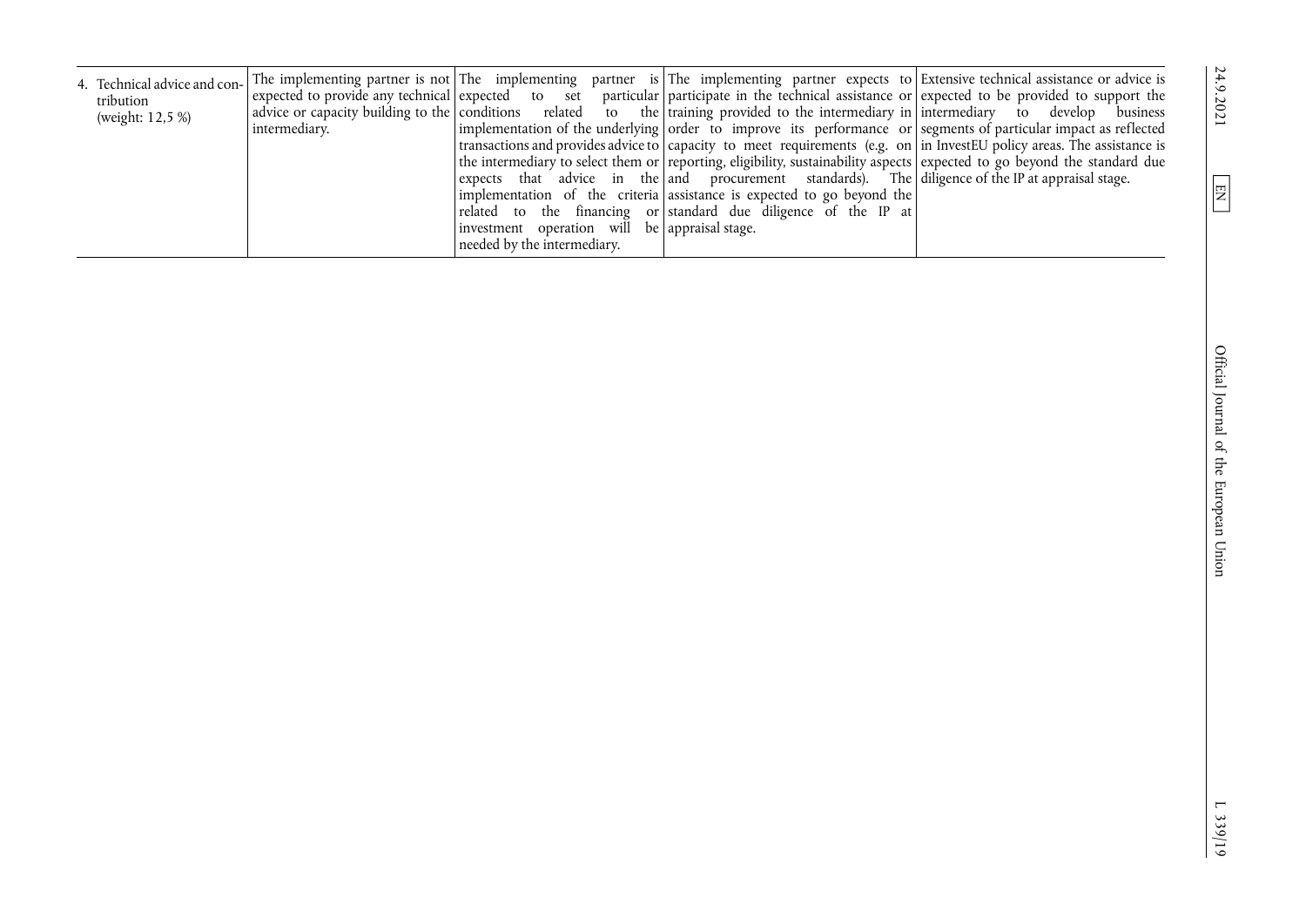| | | | | |
|---|---|---|---|---|
| 4. Technical advice and contribution (weight: 12,5 %) | The implementing partner is not expected to provide any technical advice or capacity building to the intermediary. | The implementing partner is expected to set particular conditions related to the implementation of the underlying transactions and provides advice to the intermediary to select them or expects that advice in the implementation of the criteria related to the financing or investment operation will be needed by the intermediary. | The implementing partner expects to participate in the technical assistance or training provided to the intermediary in order to improve its performance or capacity to meet requirements (e.g. on reporting, eligibility, sustainability aspects and procurement standards). The assistance is expected to go beyond the standard due diligence of the IP at appraisal stage. | Extensive technical assistance or advice is expected to be provided to support the intermediary to develop business segments of particular impact as reflected in InvestEU policy areas. The assistance is expected to go beyond the standard due diligence of the IP at appraisal stage. |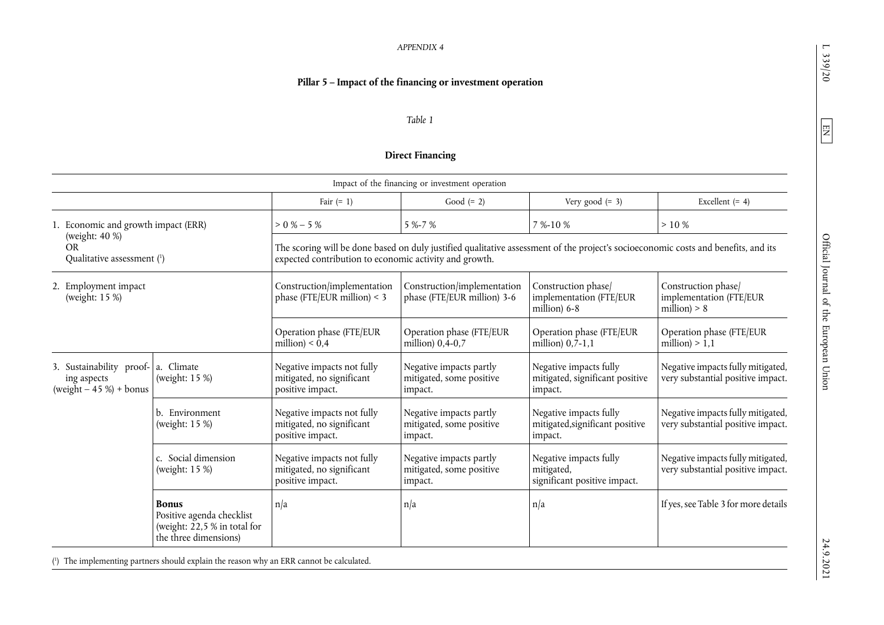*APPENDIX 4*

## Pillar 5 – Impact of the financing or investment operation

*Table 1*

### Direct Financing

| Impact of the financing or investment operation | | | | | |
|---|---|---|---|---|---|
| | | Fair (= 1) | Good (= 2) | Very good (= 3) | Excellent (= 4) |
| 1. Economic and growth impact (ERR) (weight: 40 %) | | > 0 % – 5 % | 5 %-7 % | 7 %-10 % | > 10 % |
| OR Qualitative assessment ([1]) | | The scoring will be done based on duly justified qualitative assessment of the project's socioeconomic costs and benefits, and its expected contribution to economic activity and growth. | | | |
| 2. Employment impact (weight: 15 %) | | Construction/implementation phase (FTE/EUR million) < 3 | Construction/implementation phase (FTE/EUR million) 3-6 | Construction phase/ implementation (FTE/EUR million) 6-8 | Construction phase/ implementation (FTE/EUR million) > 8 |
| | | Operation phase (FTE/EUR million) < 0,4 | Operation phase (FTE/EUR million) 0,4-0,7 | Operation phase (FTE/EUR million) 0,7-1,1 | Operation phase (FTE/EUR million) > 1,1 |
| 3. Sustainability proofing aspects (weight – 45 %) + bonus | a. Climate (weight: 15 %) | Negative impacts not fully mitigated, no significant positive impact. | Negative impacts partly mitigated, some positive impact. | Negative impacts fully mitigated, significant positive impact. | Negative impacts fully mitigated, very substantial positive impact. |
| | b. Environment (weight: 15 %) | Negative impacts not fully mitigated, no significant positive impact. | Negative impacts partly mitigated, some positive impact. | Negative impacts fully mitigated,significant positive impact. | Negative impacts fully mitigated, very substantial positive impact. |
| | c. Social dimension (weight: 15 %) | Negative impacts not fully mitigated, no significant positive impact. | Negative impacts partly mitigated, some positive impact. | Negative impacts fully mitigated, significant positive impact. | Negative impacts fully mitigated, very substantial positive impact. |
| | **Bonus** Positive agenda checklist (weight: 22,5 % in total for the three dimensions) | n/a | n/a | n/a | If yes, see Table 3 for more details |

([1]) The implementing partners should explain the reason why an ERR cannot be calculated.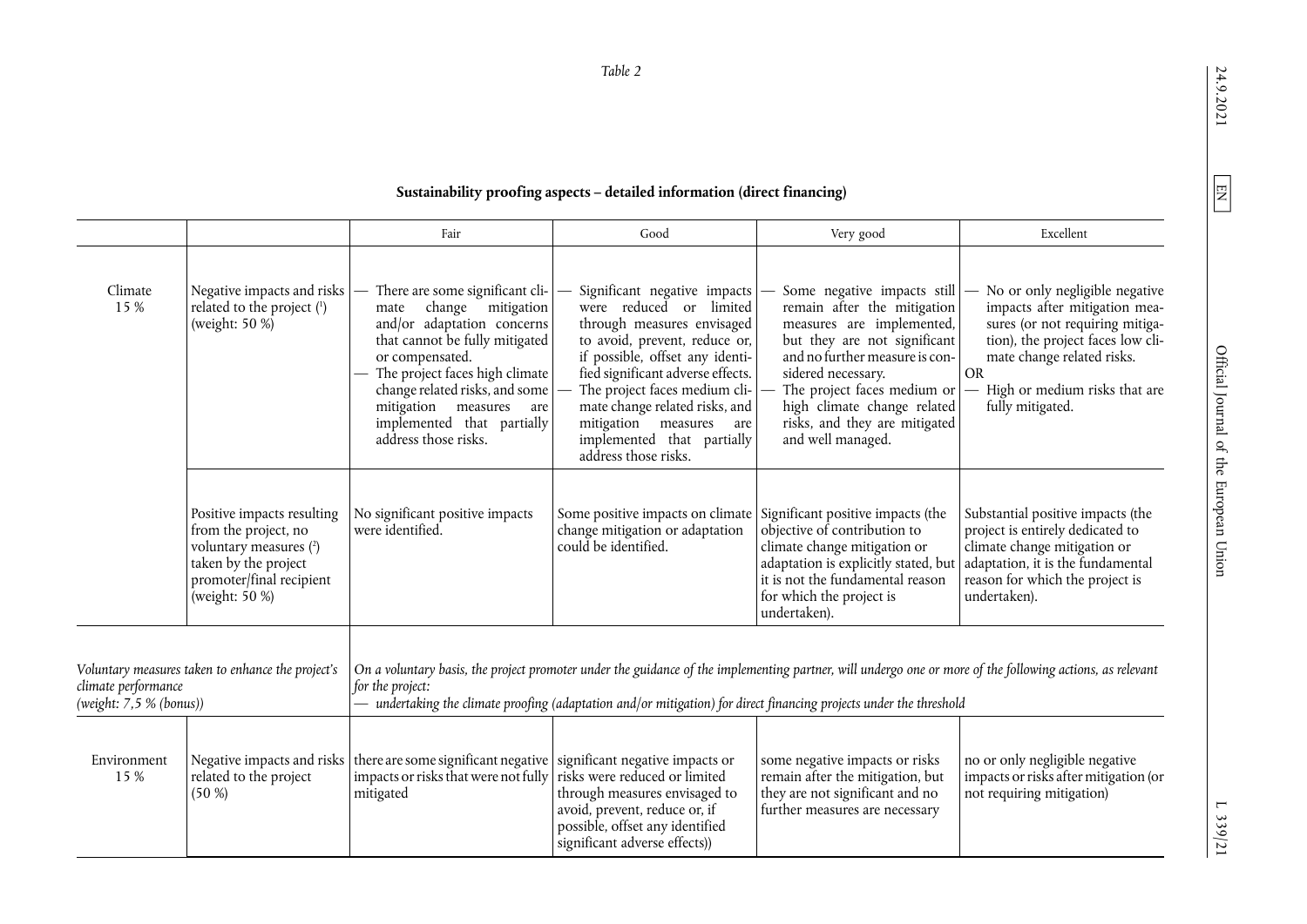*Table 2*

**Sustainability proofing aspects – detailed information (direct financing)**

| | | Fair | Good | Very good | Excellent |
|---|---|---|---|---|---|
| Climate 15 % | Negative impacts and risks related to the project [1] (weight: 50 %) | — There are some significant climate change mitigation and/or adaptation concerns that cannot be fully mitigated or compensated.<br>— The project faces high climate change related risks, and some mitigation measures are implemented that partially address those risks. | — Significant negative impacts were reduced or limited through measures envisaged to avoid, prevent, reduce or, if possible, offset any identified significant adverse effects.<br>— The project faces medium climate change related risks, and mitigation measures are implemented that partially address those risks. | — Some negative impacts still remain after the mitigation measures are implemented, but they are not significant and no further measure is considered necessary.<br>— The project faces medium or high climate change related risks, and they are mitigated and well managed. | — No or only negligible negative impacts after mitigation measures (or not requiring mitigation), the project faces low climate change related risks.<br>OR<br>— High or medium risks that are fully mitigated. |
| | Positive impacts resulting from the project, no voluntary measures [2] taken by the project promoter/final recipient (weight: 50 %) | No significant positive impacts were identified. | Some positive impacts on climate change mitigation or adaptation could be identified. | Significant positive impacts (the objective of contribution to climate change mitigation or adaptation is explicitly stated, but it is not the fundamental reason for which the project is undertaken). | Substantial positive impacts (the project is entirely dedicated to climate change mitigation or adaptation, it is the fundamental reason for which the project is undertaken). |
| *Voluntary measures taken to enhance the project's climate performance (weight: 7,5 % (bonus))* | | *On a voluntary basis, the project promoter under the guidance of the implementing partner, will undergo one or more of the following actions, as relevant for the project:*<br>*— undertaking the climate proofing (adaptation and/or mitigation) for direct financing projects under the threshold* | | | |
| Environment 15 % | Negative impacts and risks related to the project (50 %) | there are some significant negative impacts or risks that were not fully mitigated | significant negative impacts or risks were reduced or limited through measures envisaged to avoid, prevent, reduce or, if possible, offset any identified significant adverse effects)) | some negative impacts or risks remain after the mitigation, but they are not significant and no further measures are necessary | no or only negligible negative impacts or risks after mitigation (or not requiring mitigation) |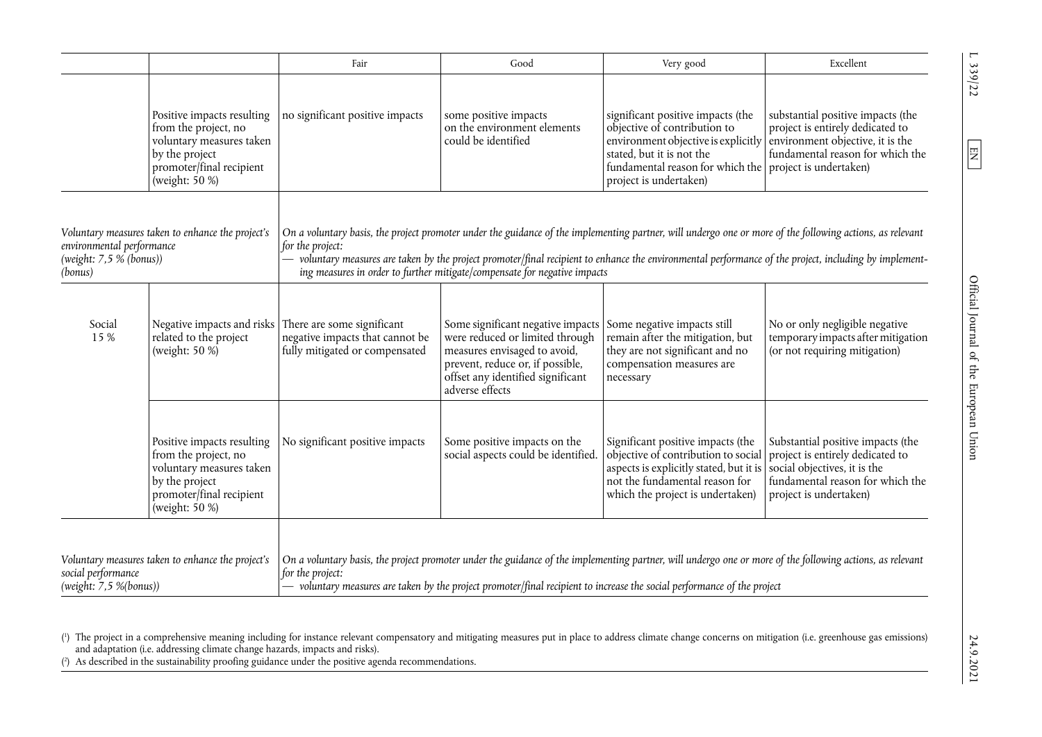| | | Fair | Good | Very good | Excellent |
|---|---|---|---|---|---|
| | Positive impacts resulting from the project, no voluntary measures taken by the project promoter/final recipient (weight: 50 %) | no significant positive impacts | some positive impacts on the environment elements could be identified | significant positive impacts (the objective of contribution to environment objective is explicitly stated, but it is not the fundamental reason for which the project is undertaken) | substantial positive impacts (the project is entirely dedicated to environment objective, it is the fundamental reason for which the project is undertaken) |
| *Voluntary measures taken to enhance the project's environmental performance (weight: 7,5 % (bonus)) (bonus)* | | *On a voluntary basis, the project promoter under the guidance of the implementing partner, will undergo one or more of the following actions, as relevant for the project:* *— voluntary measures are taken by the project promoter/final recipient to enhance the environmental performance of the project, including by implementing measures in order to further mitigate/compensate for negative impacts* | | | |
| Social 15 % | Negative impacts and risks related to the project (weight: 50 %) | There are some significant negative impacts that cannot be fully mitigated or compensated | Some significant negative impacts were reduced or limited through measures envisaged to avoid, prevent, reduce or, if possible, offset any identified significant adverse effects | Some negative impacts still remain after the mitigation, but they are not significant and no compensation measures are necessary | No or only negligible negative temporary impacts after mitigation (or not requiring mitigation) |
| | Positive impacts resulting from the project, no voluntary measures taken by the project promoter/final recipient (weight: 50 %) | No significant positive impacts | Some positive impacts on the social aspects could be identified. | Significant positive impacts (the objective of contribution to social aspects is explicitly stated, but it is not the fundamental reason for which the project is undertaken) | Substantial positive impacts (the project is entirely dedicated to social objectives, it is the fundamental reason for which the project is undertaken) |
| *Voluntary measures taken to enhance the project's social performance (weight: 7,5 %(bonus))* | | *On a voluntary basis, the project promoter under the guidance of the implementing partner, will undergo one or more of the following actions, as relevant for the project:* *— voluntary measures are taken by the project promoter/final recipient to increase the social performance of the project* | | | |

([1]) The project in a comprehensive meaning including for instance relevant compensatory and mitigating measures put in place to address climate change concerns on mitigation (i.e. greenhouse gas emissions) and adaptation (i.e. addressing climate change hazards, impacts and risks).

([2]) As described in the sustainability proofing guidance under the positive agenda recommendations.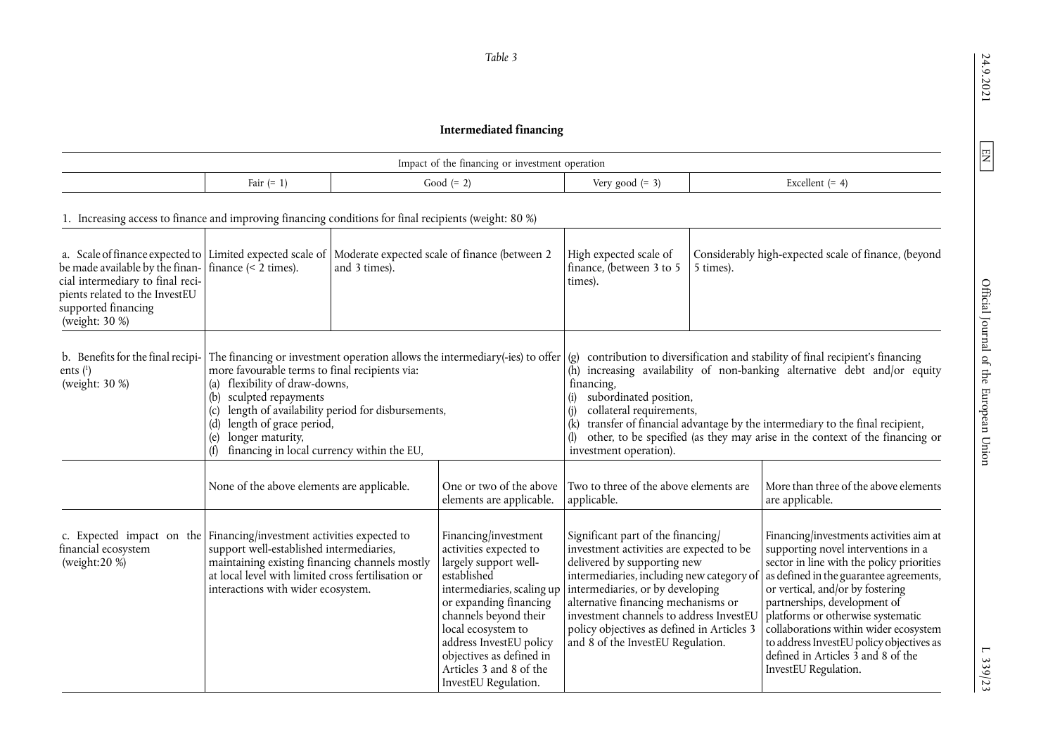*Table 3*

**Intermediated financing**

| | Impact of the financing or investment operation | | | |
|---|---|---|---|---|
| | Fair (= 1) | Good (= 2) | Very good (= 3) | Excellent (= 4) |
| **1. Increasing access to finance and improving financing conditions for final recipients (weight: 80 %)** | | | | |
| a. Scale of finance expected to be made available by the financial intermediary to final recipients related to the InvestEU supported financing (weight: 30 %) | Limited expected scale of finance (< 2 times). | Moderate expected scale of finance (between 2 and 3 times). | High expected scale of finance, (between 3 to 5 times). | Considerably high-expected scale of finance, (beyond 5 times). |
| b. Benefits for the final recipients ([1]) (weight: 30 %) | The financing or investment operation allows the intermediary(-ies) to offer more favourable terms to final recipients via: (a) flexibility of draw-downs, (b) sculpted repayments (c) length of availability period for disbursements, (d) length of grace period, (e) longer maturity, (f) financing in local currency within the EU, (g) contribution to diversification and stability of final recipient's financing (h) increasing availability of non-banking alternative debt and/or equity financing, (i) subordinated position, (j) collateral requirements, (k) transfer of financial advantage by the intermediary to the final recipient, (l) other, to be specified (as they may arise in the context of the financing or investment operation). | | | |
| | None of the above elements are applicable. | One or two of the above elements are applicable. | Two to three of the above elements are applicable. | More than three of the above elements are applicable. |
| c. Expected impact on the financial ecosystem (weight:20 %) | Financing/investment activities expected to support well-established intermediaries, maintaining existing financing channels mostly at local level with limited cross fertilisation or interactions with wider ecosystem. | Financing/investment activities expected to largely support well-established intermediaries, scaling up or expanding financing channels beyond their local ecosystem to address InvestEU policy objectives as defined in Articles 3 and 8 of the InvestEU Regulation. | Significant part of the financing/investment activities are expected to be delivered by supporting new intermediaries, including new category of intermediaries, or by developing alternative financing mechanisms or investment channels to address InvestEU policy objectives as defined in Articles 3 and 8 of the InvestEU Regulation. | Financing/investments activities aim at supporting novel interventions in a sector in line with the policy priorities as defined in the guarantee agreements, or vertical, and/or by fostering partnerships, development of platforms or otherwise systematic collaborations within wider ecosystem to address InvestEU policy objectives as defined in Articles 3 and 8 of the InvestEU Regulation. |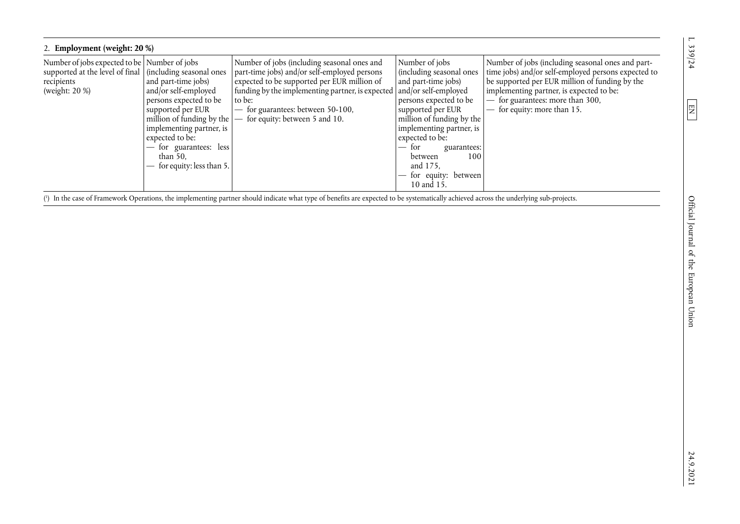## 2. **Employment (weight: 20 %)**

| | | | | |
|---|---|---|---|---|
| Number of jobs expected to be supported at the level of final recipients (weight: 20 %) | Number of jobs (including seasonal ones and part-time jobs) and/or self-employed persons expected to be supported per EUR million of funding by the implementing partner, is expected to be:<br>— for guarantees: less than 50,<br>— for equity: less than 5. | Number of jobs (including seasonal ones and part-time jobs) and/or self-employed persons expected to be supported per EUR million of funding by the implementing partner, is expected to be:<br>— for guarantees: between 50-100,<br>— for equity: between 5 and 10. | Number of jobs (including seasonal ones and part-time jobs) and/or self-employed persons expected to be supported per EUR million of funding by the implementing partner, is expected to be:<br>— for guarantees: between 100 and 175,<br>— for equity: between 10 and 15. | Number of jobs (including seasonal ones and part-time jobs) and/or self-employed persons expected to be supported per EUR million of funding by the implementing partner, is expected to be:<br>— for guarantees: more than 300,<br>— for equity: more than 15. |

[1] In the case of Framework Operations, the implementing partner should indicate what type of benefits are expected to be systematically achieved across the underlying sub-projects.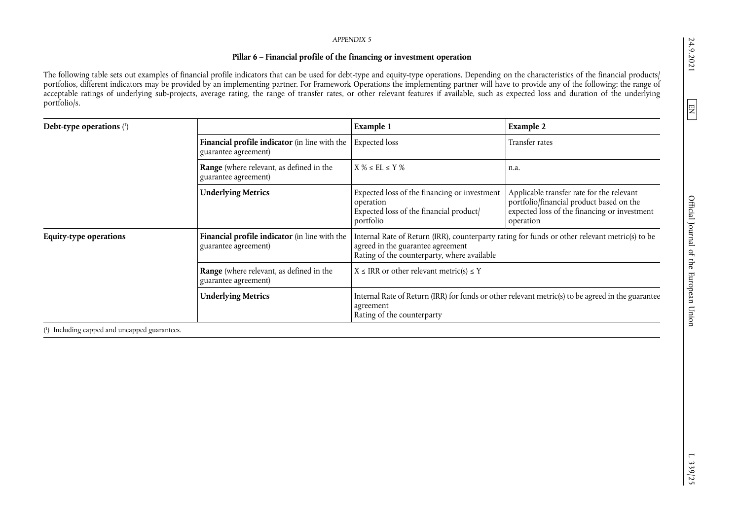*APPENDIX 5*

**Pillar 6 – Financial profile of the financing or investment operation**

The following table sets out examples of financial profile indicators that can be used for debt-type and equity-type operations. Depending on the characteristics of the financial products/portfolios, different indicators may be provided by an implementing partner. For Framework Operations the implementing partner will have to provide any of the following: the range of acceptable ratings of underlying sub-projects, average rating, the range of transfer rates, or other relevant features if available, such as expected loss and duration of the underlying portfolio/s.

| **Debt-type operations** [1] | | **Example 1** | **Example 2** |
|---|---|---|---|
| | **Financial profile indicator** (in line with the guarantee agreement) | Expected loss | Transfer rates |
| | **Range** (where relevant, as defined in the guarantee agreement) | X % ≤ EL ≤ Y % | n.a. |
| | **Underlying Metrics** | Expected loss of the financing or investment operation<br>Expected loss of the financial product/portfolio | Applicable transfer rate for the relevant portfolio/financial product based on the expected loss of the financing or investment operation |
| **Equity-type operations** | **Financial profile indicator** (in line with the guarantee agreement) | Internal Rate of Return (IRR), counterparty rating for funds or other relevant metric(s) to be agreed in the guarantee agreement<br>Rating of the counterparty, where available | |
| | **Range** (where relevant, as defined in the guarantee agreement) | X ≤ IRR or other relevant metric(s) ≤ Y | |
| | **Underlying Metrics** | Internal Rate of Return (IRR) for funds or other relevant metric(s) to be agreed in the guarantee agreement<br>Rating of the counterparty | |

[1] Including capped and uncapped guarantees.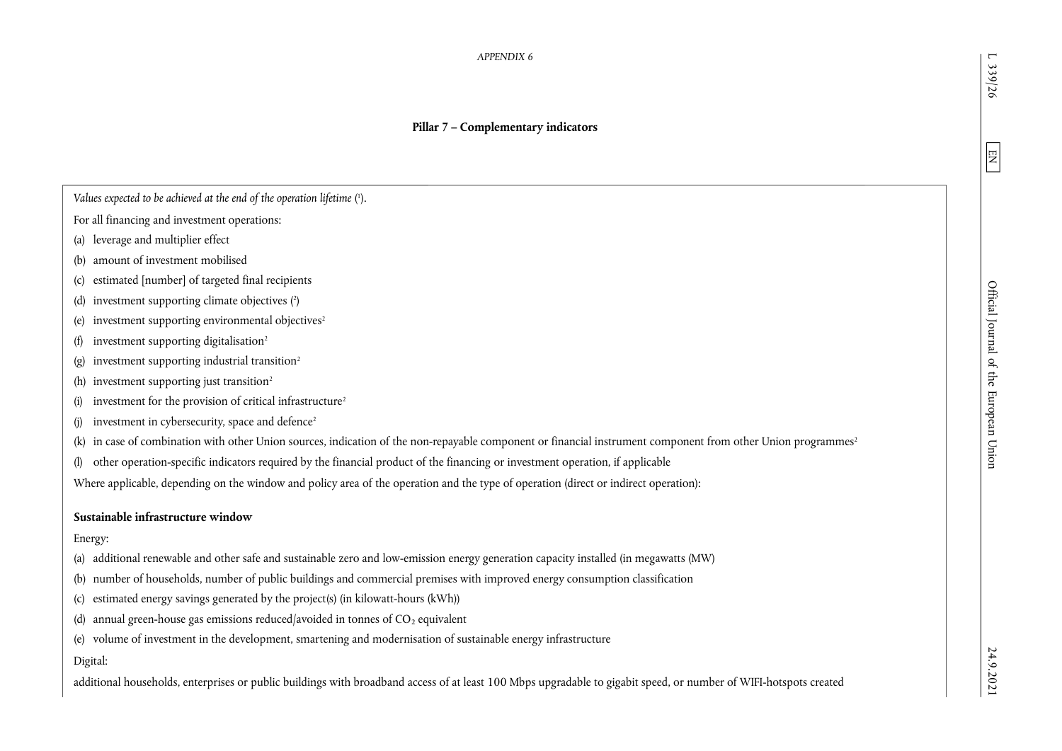*APPENDIX 6*

## Pillar 7 – Complementary indicators

*Values expected to be achieved at the end of the operation lifetime* [1].

For all financing and investment operations:

(a) leverage and multiplier effect

(b) amount of investment mobilised

(c) estimated [number] of targeted final recipients

(d) investment supporting climate objectives [2]

(e) investment supporting environmental objectives[2]

(f) investment supporting digitalisation[2]

(g) investment supporting industrial transition[2]

(h) investment supporting just transition[2]

(i) investment for the provision of critical infrastructure[2]

(j) investment in cybersecurity, space and defence[2]

(k) in case of combination with other Union sources, indication of the non-repayable component or financial instrument component from other Union programmes[2]

(l) other operation-specific indicators required by the financial product of the financing or investment operation, if applicable

Where applicable, depending on the window and policy area of the operation and the type of operation (direct or indirect operation):

**Sustainable infrastructure window**

Energy:

(a) additional renewable and other safe and sustainable zero and low-emission energy generation capacity installed (in megawatts (MW)

(b) number of households, number of public buildings and commercial premises with improved energy consumption classification

(c) estimated energy savings generated by the project(s) (in kilowatt-hours (kWh))

(d) annual green-house gas emissions reduced/avoided in tonnes of $CO_2$ equivalent

(e) volume of investment in the development, smartening and modernisation of sustainable energy infrastructure

Digital:

additional households, enterprises or public buildings with broadband access of at least 100 Mbps upgradable to gigabit speed, or number of WIFI-hotspots created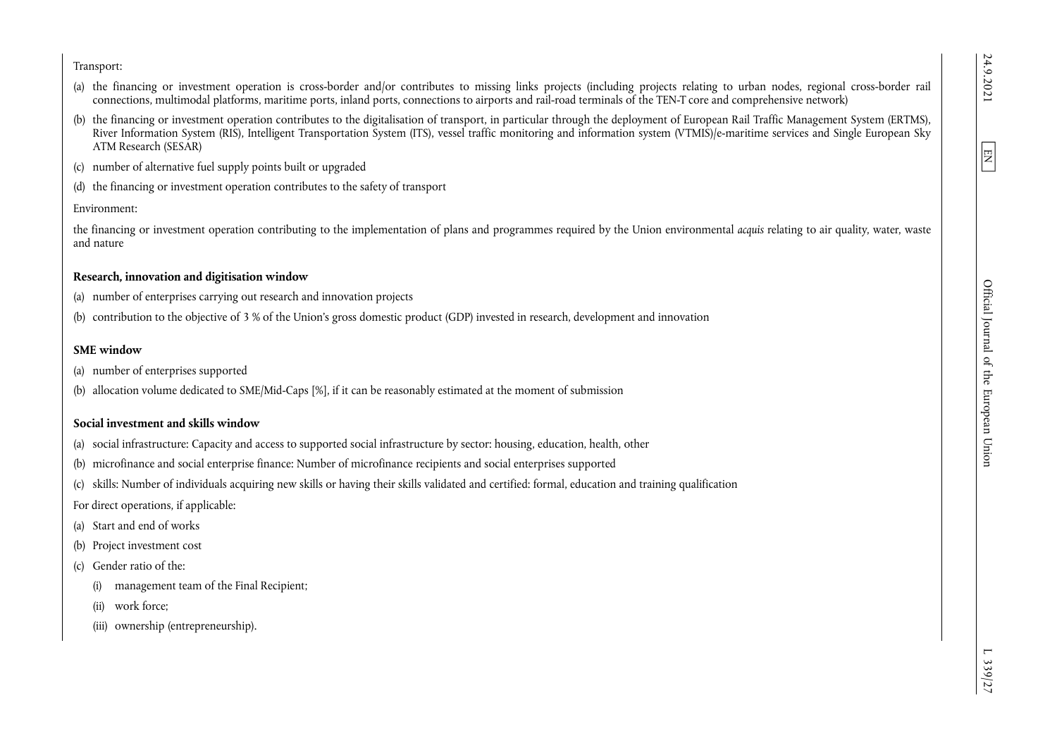Transport:

(a) the financing or investment operation is cross-border and/or contributes to missing links projects (including projects relating to urban nodes, regional cross-border rail connections, multimodal platforms, maritime ports, inland ports, connections to airports and rail-road terminals of the TEN-T core and comprehensive network)

(b) the financing or investment operation contributes to the digitalisation of transport, in particular through the deployment of European Rail Traffic Management System (ERTMS), River Information System (RIS), Intelligent Transportation System (ITS), vessel traffic monitoring and information system (VTMIS)/e-maritime services and Single European Sky ATM Research (SESAR)

(c) number of alternative fuel supply points built or upgraded

(d) the financing or investment operation contributes to the safety of transport

Environment:

the financing or investment operation contributing to the implementation of plans and programmes required by the Union environmental *acquis* relating to air quality, water, waste and nature

**Research, innovation and digitisation window**

(a) number of enterprises carrying out research and innovation projects

(b) contribution to the objective of 3 % of the Union's gross domestic product (GDP) invested in research, development and innovation

**SME window**

(a) number of enterprises supported

(b) allocation volume dedicated to SME/Mid-Caps [%], if it can be reasonably estimated at the moment of submission

**Social investment and skills window**

(a) social infrastructure: Capacity and access to supported social infrastructure by sector: housing, education, health, other

(b) microfinance and social enterprise finance: Number of microfinance recipients and social enterprises supported

(c) skills: Number of individuals acquiring new skills or having their skills validated and certified: formal, education and training qualification

For direct operations, if applicable:

(a) Start and end of works

(b) Project investment cost

(c) Gender ratio of the:

  (i) management team of the Final Recipient;

  (ii) work force;

  (iii) ownership (entrepreneurship).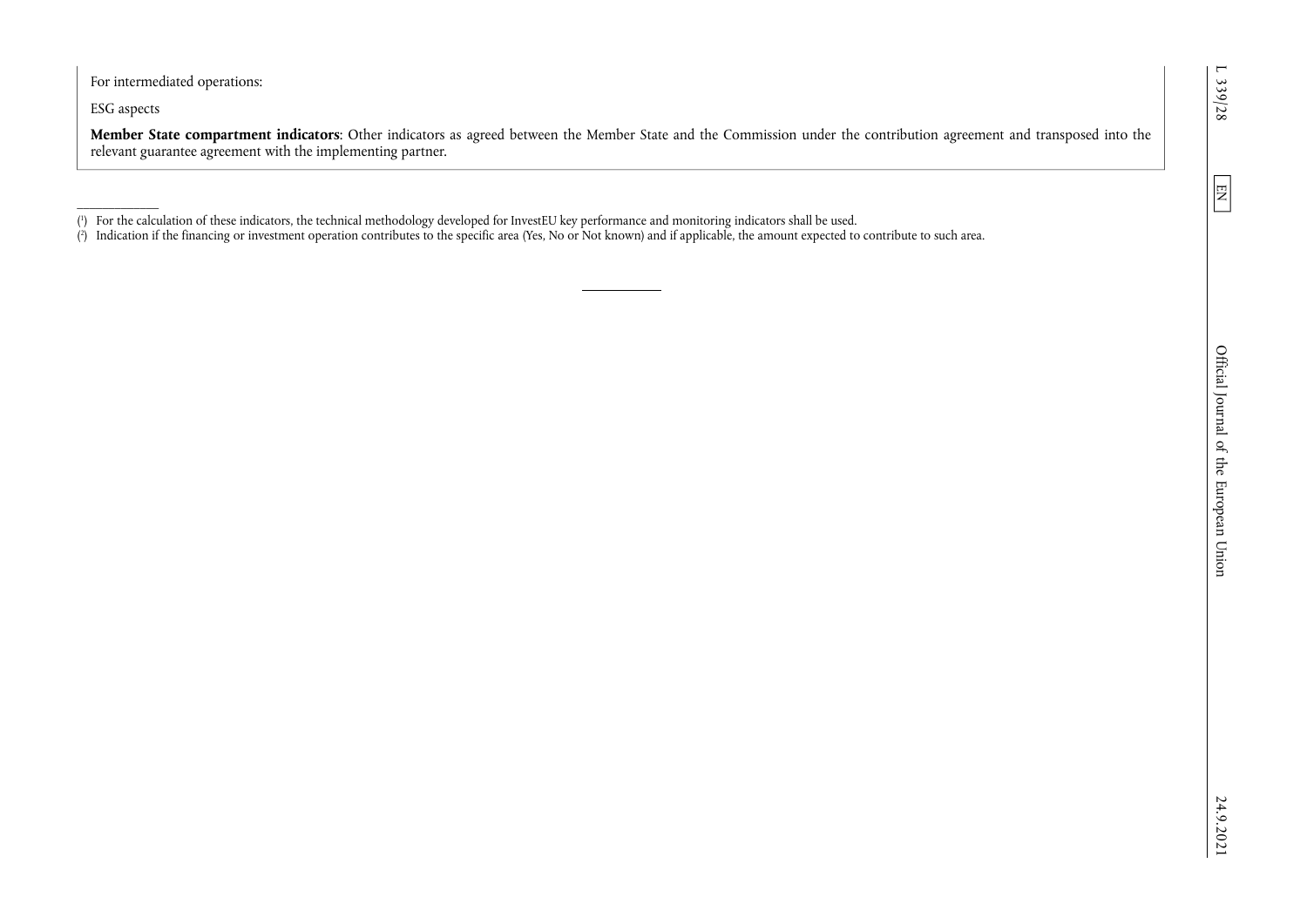For intermediated operations:

ESG aspects

**Member State compartment indicators**: Other indicators as agreed between the Member State and the Commission under the contribution agreement and transposed into the relevant guarantee agreement with the implementing partner.

---

([1]) For the calculation of these indicators, the technical methodology developed for InvestEU key performance and monitoring indicators shall be used.

([2]) Indication if the financing or investment operation contributes to the specific area (Yes, No or Not known) and if applicable, the amount expected to contribute to such area.